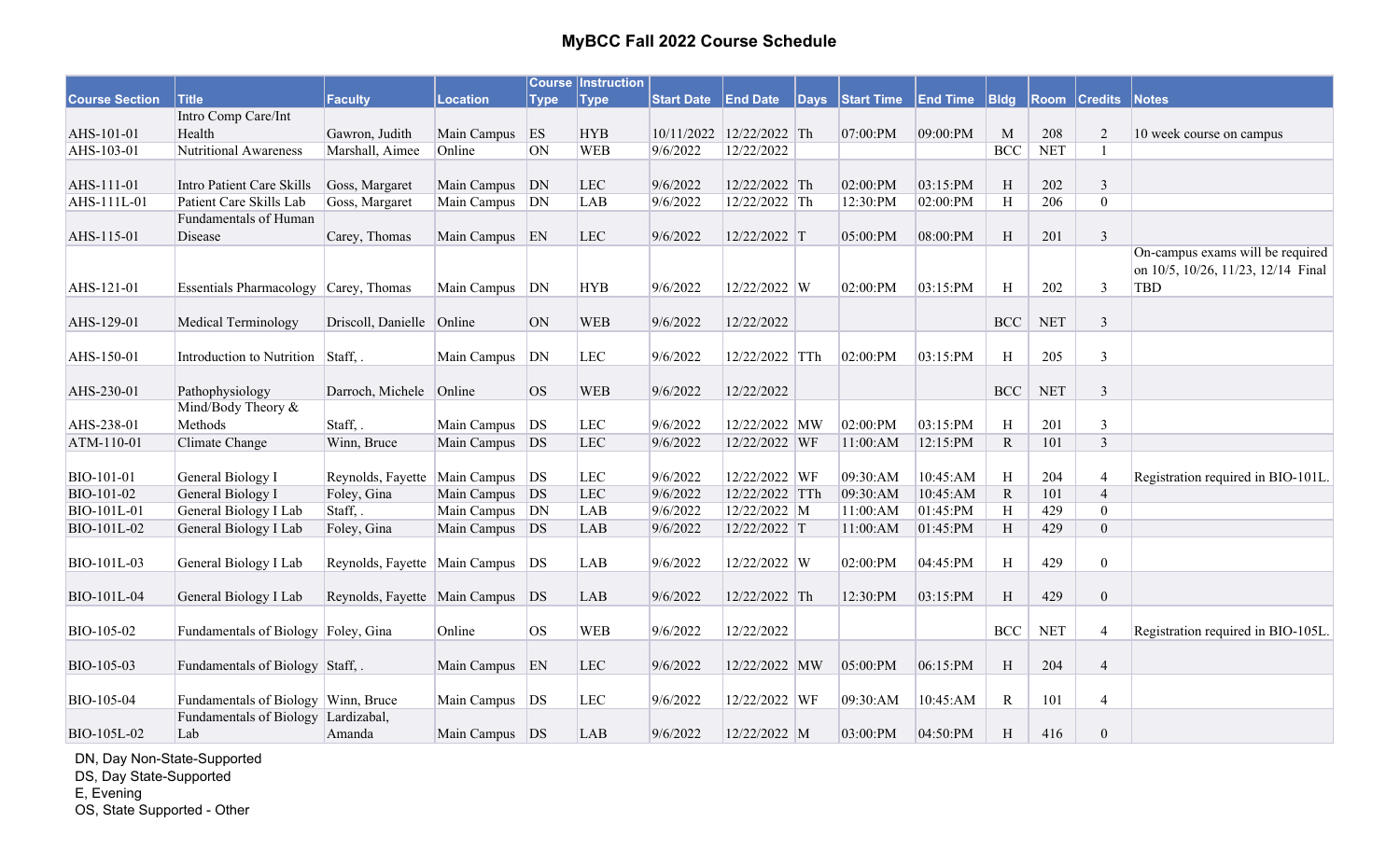# MyBCC Fall 2022 Course Schedule

| Course Section | Title | Faculty | Location | Course Type | Instruction Type | Start Date | End Date | Days | Start Time | End Time | Bldg | Room | Credits | Notes |
|---|---|---|---|---|---|---|---|---|---|---|---|---|---|---|
| AHS-101-01 | Intro Comp Care/Int Health | Gawron, Judith | Main Campus | ES | HYB | 10/11/2022 | 12/22/2022 | Th | 07:00:PM | 09:00:PM | M | 208 | 2 | 10 week course on campus |
| AHS-103-01 | Nutritional Awareness | Marshall, Aimee | Online | ON | WEB | 9/6/2022 | 12/22/2022 | | | | BCC | NET | 1 | |
| AHS-111-01 | Intro Patient Care Skills | Goss, Margaret | Main Campus | DN | LEC | 9/6/2022 | 12/22/2022 | Th | 02:00:PM | 03:15:PM | H | 202 | 3 | |
| AHS-111L-01 | Patient Care Skills Lab | Goss, Margaret | Main Campus | DN | LAB | 9/6/2022 | 12/22/2022 | Th | 12:30:PM | 02:00:PM | H | 206 | 0 | |
| AHS-115-01 | Fundamentals of Human Disease | Carey, Thomas | Main Campus | EN | LEC | 9/6/2022 | 12/22/2022 | T | 05:00:PM | 08:00:PM | H | 201 | 3 | |
| AHS-121-01 | Essentials Pharmacology | Carey, Thomas | Main Campus | DN | HYB | 9/6/2022 | 12/22/2022 | W | 02:00:PM | 03:15:PM | H | 202 | 3 | On-campus exams will be required on 10/5, 10/26, 11/23, 12/14 Final TBD |
| AHS-129-01 | Medical Terminology | Driscoll, Danielle | Online | ON | WEB | 9/6/2022 | 12/22/2022 | | | | BCC | NET | 3 | |
| AHS-150-01 | Introduction to Nutrition | Staff, . | Main Campus | DN | LEC | 9/6/2022 | 12/22/2022 | TTh | 02:00:PM | 03:15:PM | H | 205 | 3 | |
| AHS-230-01 | Pathophysiology | Darroch, Michele | Online | OS | WEB | 9/6/2022 | 12/22/2022 | | | | BCC | NET | 3 | |
| AHS-238-01 | Mind/Body Theory & Methods | Staff, . | Main Campus | DS | LEC | 9/6/2022 | 12/22/2022 | MW | 02:00:PM | 03:15:PM | H | 201 | 3 | |
| ATM-110-01 | Climate Change | Winn, Bruce | Main Campus | DS | LEC | 9/6/2022 | 12/22/2022 | WF | 11:00:AM | 12:15:PM | R | 101 | 3 | |
| BIO-101-01 | General Biology I | Reynolds, Fayette | Main Campus | DS | LEC | 9/6/2022 | 12/22/2022 | WF | 09:30:AM | 10:45:AM | H | 204 | 4 | Registration required in BIO-101L. |
| BIO-101-02 | General Biology I | Foley, Gina | Main Campus | DS | LEC | 9/6/2022 | 12/22/2022 | TTh | 09:30:AM | 10:45:AM | R | 101 | 4 | |
| BIO-101L-01 | General Biology I Lab | Staff, . | Main Campus | DN | LAB | 9/6/2022 | 12/22/2022 | M | 11:00:AM | 01:45:PM | H | 429 | 0 | |
| BIO-101L-02 | General Biology I Lab | Foley, Gina | Main Campus | DS | LAB | 9/6/2022 | 12/22/2022 | T | 11:00:AM | 01:45:PM | H | 429 | 0 | |
| BIO-101L-03 | General Biology I Lab | Reynolds, Fayette | Main Campus | DS | LAB | 9/6/2022 | 12/22/2022 | W | 02:00:PM | 04:45:PM | H | 429 | 0 | |
| BIO-101L-04 | General Biology I Lab | Reynolds, Fayette | Main Campus | DS | LAB | 9/6/2022 | 12/22/2022 | Th | 12:30:PM | 03:15:PM | H | 429 | 0 | |
| BIO-105-02 | Fundamentals of Biology | Foley, Gina | Online | OS | WEB | 9/6/2022 | 12/22/2022 | | | | BCC | NET | 4 | Registration required in BIO-105L. |
| BIO-105-03 | Fundamentals of Biology | Staff, . | Main Campus | EN | LEC | 9/6/2022 | 12/22/2022 | MW | 05:00:PM | 06:15:PM | H | 204 | 4 | |
| BIO-105-04 | Fundamentals of Biology | Winn, Bruce | Main Campus | DS | LEC | 9/6/2022 | 12/22/2022 | WF | 09:30:AM | 10:45:AM | R | 101 | 4 | |
| BIO-105L-02 | Fundamentals of Biology Lab | Lardizabal, Amanda | Main Campus | DS | LAB | 9/6/2022 | 12/22/2022 | M | 03:00:PM | 04:50:PM | H | 416 | 0 | |

DN, Day Non-State-Supported
DS, Day State-Supported
E, Evening
OS, State Supported - Other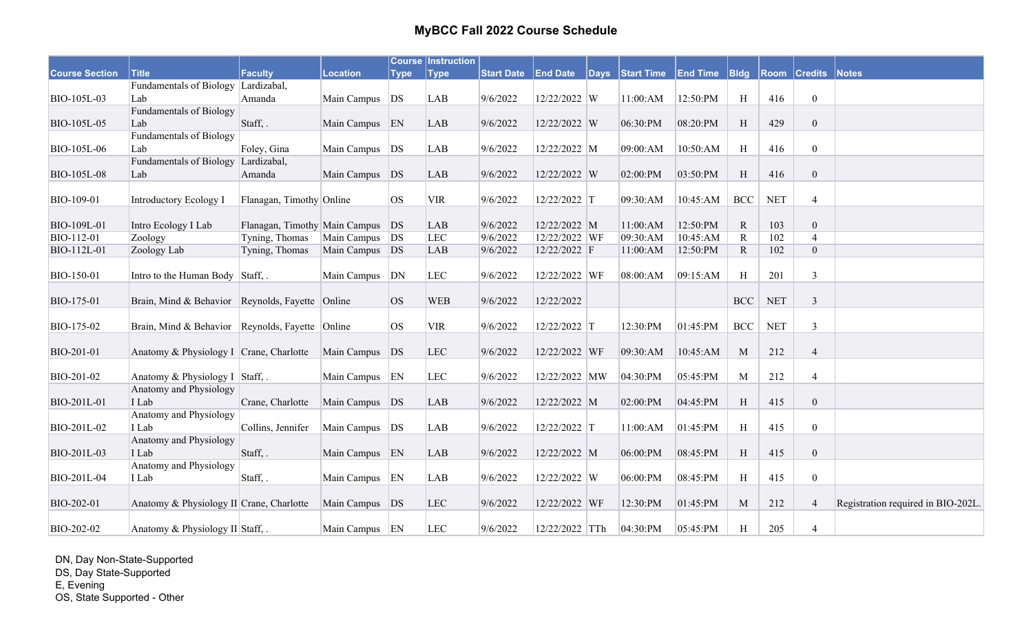# MyBCC Fall 2022 Course Schedule

| Course Section | Title | Faculty | Location | Course Type | Instruction Type | Start Date | End Date | Days | Start Time | End Time | Bldg | Room | Credits | Notes |
|---|---|---|---|---|---|---|---|---|---|---|---|---|---|---|
| BIO-105L-03 | Fundamentals of Biology Lab | Lardizabal, Amanda | Main Campus | DS | LAB | 9/6/2022 | 12/22/2022 | W | 11:00:AM | 12:50:PM | H | 416 | 0 | |
| BIO-105L-05 | Fundamentals of Biology Lab | Staff, . | Main Campus | EN | LAB | 9/6/2022 | 12/22/2022 | W | 06:30:PM | 08:20:PM | H | 429 | 0 | |
| BIO-105L-06 | Fundamentals of Biology Lab | Foley, Gina | Main Campus | DS | LAB | 9/6/2022 | 12/22/2022 | M | 09:00:AM | 10:50:AM | H | 416 | 0 | |
| BIO-105L-08 | Fundamentals of Biology Lab | Lardizabal, Amanda | Main Campus | DS | LAB | 9/6/2022 | 12/22/2022 | W | 02:00:PM | 03:50:PM | H | 416 | 0 | |
| BIO-109-01 | Introductory Ecology I | Flanagan, Timothy | Online | OS | VIR | 9/6/2022 | 12/22/2022 | T | 09:30:AM | 10:45:AM | BCC | NET | 4 | |
| BIO-109L-01 | Intro Ecology I Lab | Flanagan, Timothy | Main Campus | DS | LAB | 9/6/2022 | 12/22/2022 | M | 11:00:AM | 12:50:PM | R | 103 | 0 | |
| BIO-112-01 | Zoology | Tyning, Thomas | Main Campus | DS | LEC | 9/6/2022 | 12/22/2022 | WF | 09:30:AM | 10:45:AM | R | 102 | 4 | |
| BIO-112L-01 | Zoology Lab | Tyning, Thomas | Main Campus | DS | LAB | 9/6/2022 | 12/22/2022 | F | 11:00:AM | 12:50:PM | R | 102 | 0 | |
| BIO-150-01 | Intro to the Human Body | Staff, . | Main Campus | DN | LEC | 9/6/2022 | 12/22/2022 | WF | 08:00:AM | 09:15:AM | H | 201 | 3 | |
| BIO-175-01 | Brain, Mind & Behavior | Reynolds, Fayette | Online | OS | WEB | 9/6/2022 | 12/22/2022 | | | | BCC | NET | 3 | |
| BIO-175-02 | Brain, Mind & Behavior | Reynolds, Fayette | Online | OS | VIR | 9/6/2022 | 12/22/2022 | T | 12:30:PM | 01:45:PM | BCC | NET | 3 | |
| BIO-201-01 | Anatomy & Physiology I | Crane, Charlotte | Main Campus | DS | LEC | 9/6/2022 | 12/22/2022 | WF | 09:30:AM | 10:45:AM | M | 212 | 4 | |
| BIO-201-02 | Anatomy & Physiology I | Staff, . | Main Campus | EN | LEC | 9/6/2022 | 12/22/2022 | MW | 04:30:PM | 05:45:PM | M | 212 | 4 | |
| BIO-201L-01 | Anatomy and Physiology I Lab | Crane, Charlotte | Main Campus | DS | LAB | 9/6/2022 | 12/22/2022 | M | 02:00:PM | 04:45:PM | H | 415 | 0 | |
| BIO-201L-02 | Anatomy and Physiology I Lab | Collins, Jennifer | Main Campus | DS | LAB | 9/6/2022 | 12/22/2022 | T | 11:00:AM | 01:45:PM | H | 415 | 0 | |
| BIO-201L-03 | Anatomy and Physiology I Lab | Staff, . | Main Campus | EN | LAB | 9/6/2022 | 12/22/2022 | M | 06:00:PM | 08:45:PM | H | 415 | 0 | |
| BIO-201L-04 | Anatomy and Physiology I Lab | Staff, . | Main Campus | EN | LAB | 9/6/2022 | 12/22/2022 | W | 06:00:PM | 08:45:PM | H | 415 | 0 | |
| BIO-202-01 | Anatomy & Physiology II | Crane, Charlotte | Main Campus | DS | LEC | 9/6/2022 | 12/22/2022 | WF | 12:30:PM | 01:45:PM | M | 212 | 4 | Registration required in BIO-202L. |
| BIO-202-02 | Anatomy & Physiology II | Staff, . | Main Campus | EN | LEC | 9/6/2022 | 12/22/2022 | TTh | 04:30:PM | 05:45:PM | H | 205 | 4 | |

DN, Day Non-State-Supported
DS, Day State-Supported
E, Evening
OS, State Supported - Other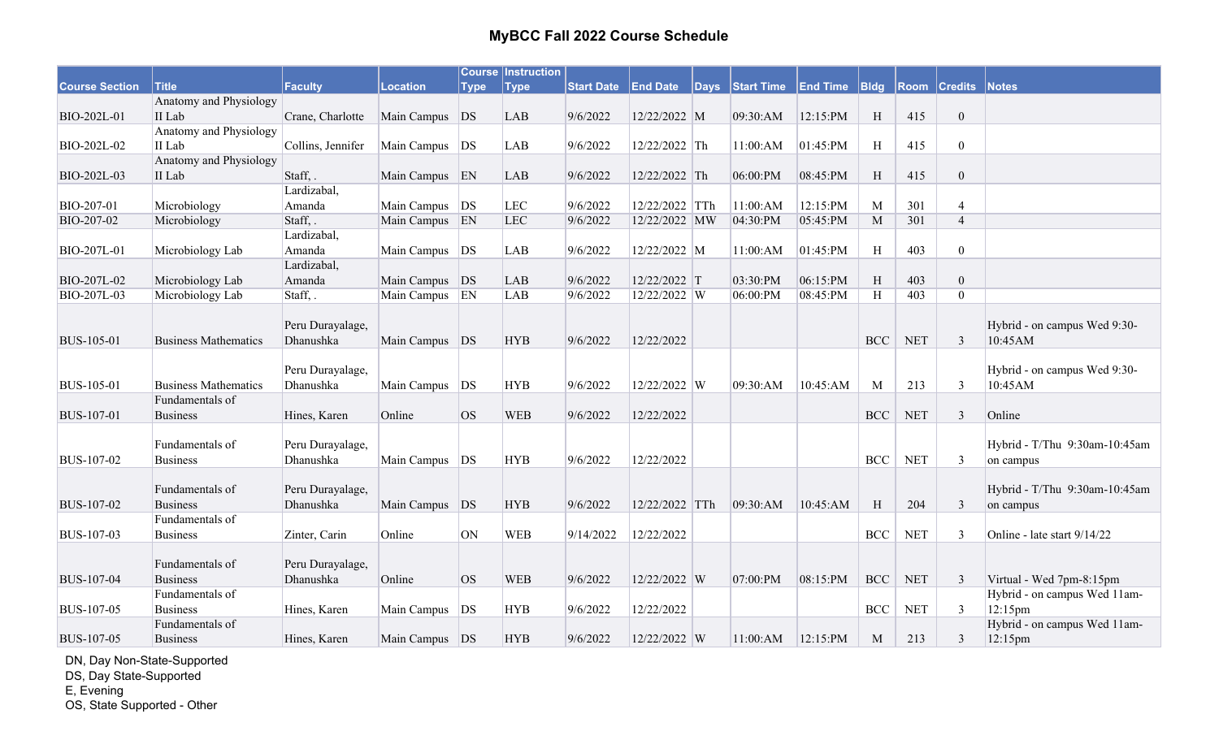# MyBCC Fall 2022 Course Schedule

| Course Section | Title | Faculty | Location | Course Type | Instruction Type | Start Date | End Date | Days | Start Time | End Time | Bldg | Room | Credits | Notes |
|---|---|---|---|---|---|---|---|---|---|---|---|---|---|---|
| BIO-202L-01 | Anatomy and Physiology II Lab | Crane, Charlotte | Main Campus | DS | LAB | 9/6/2022 | 12/22/2022 | M | 09:30:AM | 12:15:PM | H | 415 | 0 | |
| BIO-202L-02 | Anatomy and Physiology II Lab | Collins, Jennifer | Main Campus | DS | LAB | 9/6/2022 | 12/22/2022 | Th | 11:00:AM | 01:45:PM | H | 415 | 0 | |
| BIO-202L-03 | Anatomy and Physiology II Lab | Staff, . | Main Campus | EN | LAB | 9/6/2022 | 12/22/2022 | Th | 06:00:PM | 08:45:PM | H | 415 | 0 | |
| BIO-207-01 | Microbiology | Lardizabal, Amanda | Main Campus | DS | LEC | 9/6/2022 | 12/22/2022 | TTh | 11:00:AM | 12:15:PM | M | 301 | 4 | |
| BIO-207-02 | Microbiology | Staff, . | Main Campus | EN | LEC | 9/6/2022 | 12/22/2022 | MW | 04:30:PM | 05:45:PM | M | 301 | 4 | |
| BIO-207L-01 | Microbiology Lab | Lardizabal, Amanda | Main Campus | DS | LAB | 9/6/2022 | 12/22/2022 | M | 11:00:AM | 01:45:PM | H | 403 | 0 | |
| BIO-207L-02 | Microbiology Lab | Lardizabal, Amanda | Main Campus | DS | LAB | 9/6/2022 | 12/22/2022 | T | 03:30:PM | 06:15:PM | H | 403 | 0 | |
| BIO-207L-03 | Microbiology Lab | Staff, . | Main Campus | EN | LAB | 9/6/2022 | 12/22/2022 | W | 06:00:PM | 08:45:PM | H | 403 | 0 | |
| BUS-105-01 | Business Mathematics | Peru Durayalage, Dhanushka | Main Campus | DS | HYB | 9/6/2022 | 12/22/2022 | | | | BCC | NET | 3 | Hybrid - on campus Wed 9:30-10:45AM |
| BUS-105-01 | Business Mathematics | Peru Durayalage, Dhanushka | Main Campus | DS | HYB | 9/6/2022 | 12/22/2022 | W | 09:30:AM | 10:45:AM | M | 213 | 3 | Hybrid - on campus Wed 9:30-10:45AM |
| BUS-107-01 | Fundamentals of Business | Hines, Karen | Online | OS | WEB | 9/6/2022 | 12/22/2022 | | | | BCC | NET | 3 | Online |
| BUS-107-02 | Fundamentals of Business | Peru Durayalage, Dhanushka | Main Campus | DS | HYB | 9/6/2022 | 12/22/2022 | | | | BCC | NET | 3 | Hybrid - T/Thu 9:30am-10:45am on campus |
| BUS-107-02 | Fundamentals of Business | Peru Durayalage, Dhanushka | Main Campus | DS | HYB | 9/6/2022 | 12/22/2022 | TTh | 09:30:AM | 10:45:AM | H | 204 | 3 | Hybrid - T/Thu 9:30am-10:45am on campus |
| BUS-107-03 | Fundamentals of Business | Zinter, Carin | Online | ON | WEB | 9/14/2022 | 12/22/2022 | | | | BCC | NET | 3 | Online - late start 9/14/22 |
| BUS-107-04 | Fundamentals of Business | Peru Durayalage, Dhanushka | Online | OS | WEB | 9/6/2022 | 12/22/2022 | W | 07:00:PM | 08:15:PM | BCC | NET | 3 | Virtual - Wed 7pm-8:15pm |
| BUS-107-05 | Fundamentals of Business | Hines, Karen | Main Campus | DS | HYB | 9/6/2022 | 12/22/2022 | | | | BCC | NET | 3 | Hybrid - on campus Wed 11am-12:15pm |
| BUS-107-05 | Fundamentals of Business | Hines, Karen | Main Campus | DS | HYB | 9/6/2022 | 12/22/2022 | W | 11:00:AM | 12:15:PM | M | 213 | 3 | Hybrid - on campus Wed 11am-12:15pm |

DN, Day Non-State-Supported
DS, Day State-Supported
E, Evening
OS, State Supported - Other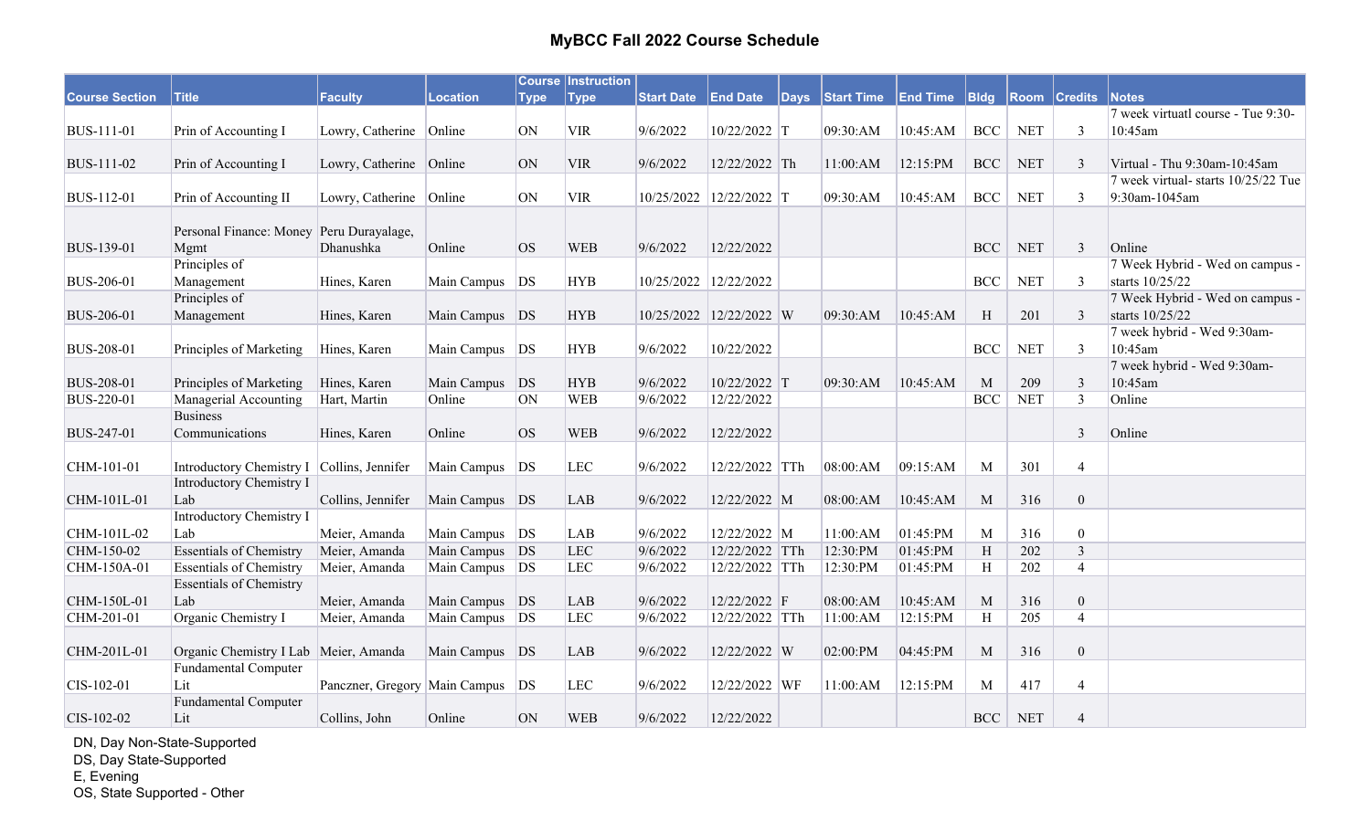# MyBCC Fall 2022 Course Schedule

| Course Section | Title | Faculty | Location | Course Type | Instruction Type | Start Date | End Date | Days | Start Time | End Time | Bldg | Room | Credits | Notes |
|---|---|---|---|---|---|---|---|---|---|---|---|---|---|---|
| BUS-111-01 | Prin of Accounting I | Lowry, Catherine | Online | ON | VIR | 9/6/2022 | 10/22/2022 | T | 09:30:AM | 10:45:AM | BCC | NET | 3 | 7 week virtuatl course - Tue 9:30-10:45am |
| BUS-111-02 | Prin of Accounting I | Lowry, Catherine | Online | ON | VIR | 9/6/2022 | 12/22/2022 | Th | 11:00:AM | 12:15:PM | BCC | NET | 3 | Virtual - Thu 9:30am-10:45am |
| BUS-112-01 | Prin of Accounting II | Lowry, Catherine | Online | ON | VIR | 10/25/2022 | 12/22/2022 | T | 09:30:AM | 10:45:AM | BCC | NET | 3 | 7 week virtual- starts 10/25/22 Tue 9:30am-1045am |
| BUS-139-01 | Personal Finance: Money Mgmt | Peru Durayalage, Dhanushka | Online | OS | WEB | 9/6/2022 | 12/22/2022 | | | | BCC | NET | 3 | Online |
| BUS-206-01 | Principles of Management | Hines, Karen | Main Campus | DS | HYB | 10/25/2022 | 12/22/2022 | | | | BCC | NET | 3 | 7 Week Hybrid - Wed on campus - starts 10/25/22 |
| BUS-206-01 | Principles of Management | Hines, Karen | Main Campus | DS | HYB | 10/25/2022 | 12/22/2022 | W | 09:30:AM | 10:45:AM | H | 201 | 3 | 7 Week Hybrid - Wed on campus - starts 10/25/22 |
| BUS-208-01 | Principles of Marketing | Hines, Karen | Main Campus | DS | HYB | 9/6/2022 | 10/22/2022 | | | | BCC | NET | 3 | 7 week hybrid - Wed 9:30am-10:45am |
| BUS-208-01 | Principles of Marketing | Hines, Karen | Main Campus | DS | HYB | 9/6/2022 | 10/22/2022 | T | 09:30:AM | 10:45:AM | M | 209 | 3 | 7 week hybrid - Wed 9:30am-10:45am |
| BUS-220-01 | Managerial Accounting | Hart, Martin | Online | ON | WEB | 9/6/2022 | 12/22/2022 | | | | BCC | NET | 3 | Online |
| BUS-247-01 | Business Communications | Hines, Karen | Online | OS | WEB | 9/6/2022 | 12/22/2022 | | | | | | 3 | Online |
| CHM-101-01 | Introductory Chemistry I | Collins, Jennifer | Main Campus | DS | LEC | 9/6/2022 | 12/22/2022 | TTh | 08:00:AM | 09:15:AM | M | 301 | 4 | |
| CHM-101L-01 | Introductory Chemistry I Lab | Collins, Jennifer | Main Campus | DS | LAB | 9/6/2022 | 12/22/2022 | M | 08:00:AM | 10:45:AM | M | 316 | 0 | |
| CHM-101L-02 | Introductory Chemistry I Lab | Meier, Amanda | Main Campus | DS | LAB | 9/6/2022 | 12/22/2022 | M | 11:00:AM | 01:45:PM | M | 316 | 0 | |
| CHM-150-02 | Essentials of Chemistry | Meier, Amanda | Main Campus | DS | LEC | 9/6/2022 | 12/22/2022 | TTh | 12:30:PM | 01:45:PM | H | 202 | 3 | |
| CHM-150A-01 | Essentials of Chemistry | Meier, Amanda | Main Campus | DS | LEC | 9/6/2022 | 12/22/2022 | TTh | 12:30:PM | 01:45:PM | H | 202 | 4 | |
| CHM-150L-01 | Essentials of Chemistry Lab | Meier, Amanda | Main Campus | DS | LAB | 9/6/2022 | 12/22/2022 | F | 08:00:AM | 10:45:AM | M | 316 | 0 | |
| CHM-201-01 | Organic Chemistry I | Meier, Amanda | Main Campus | DS | LEC | 9/6/2022 | 12/22/2022 | TTh | 11:00:AM | 12:15:PM | H | 205 | 4 | |
| CHM-201L-01 | Organic Chemistry I Lab | Meier, Amanda | Main Campus | DS | LAB | 9/6/2022 | 12/22/2022 | W | 02:00:PM | 04:45:PM | M | 316 | 0 | |
| CIS-102-01 | Fundamental Computer Lit | Panczner, Gregory | Main Campus | DS | LEC | 9/6/2022 | 12/22/2022 | WF | 11:00:AM | 12:15:PM | M | 417 | 4 | |
| CIS-102-02 | Fundamental Computer Lit | Collins, John | Online | ON | WEB | 9/6/2022 | 12/22/2022 | | | | BCC | NET | 4 | |

DN, Day Non-State-Supported
DS, Day State-Supported
E, Evening
OS, State Supported - Other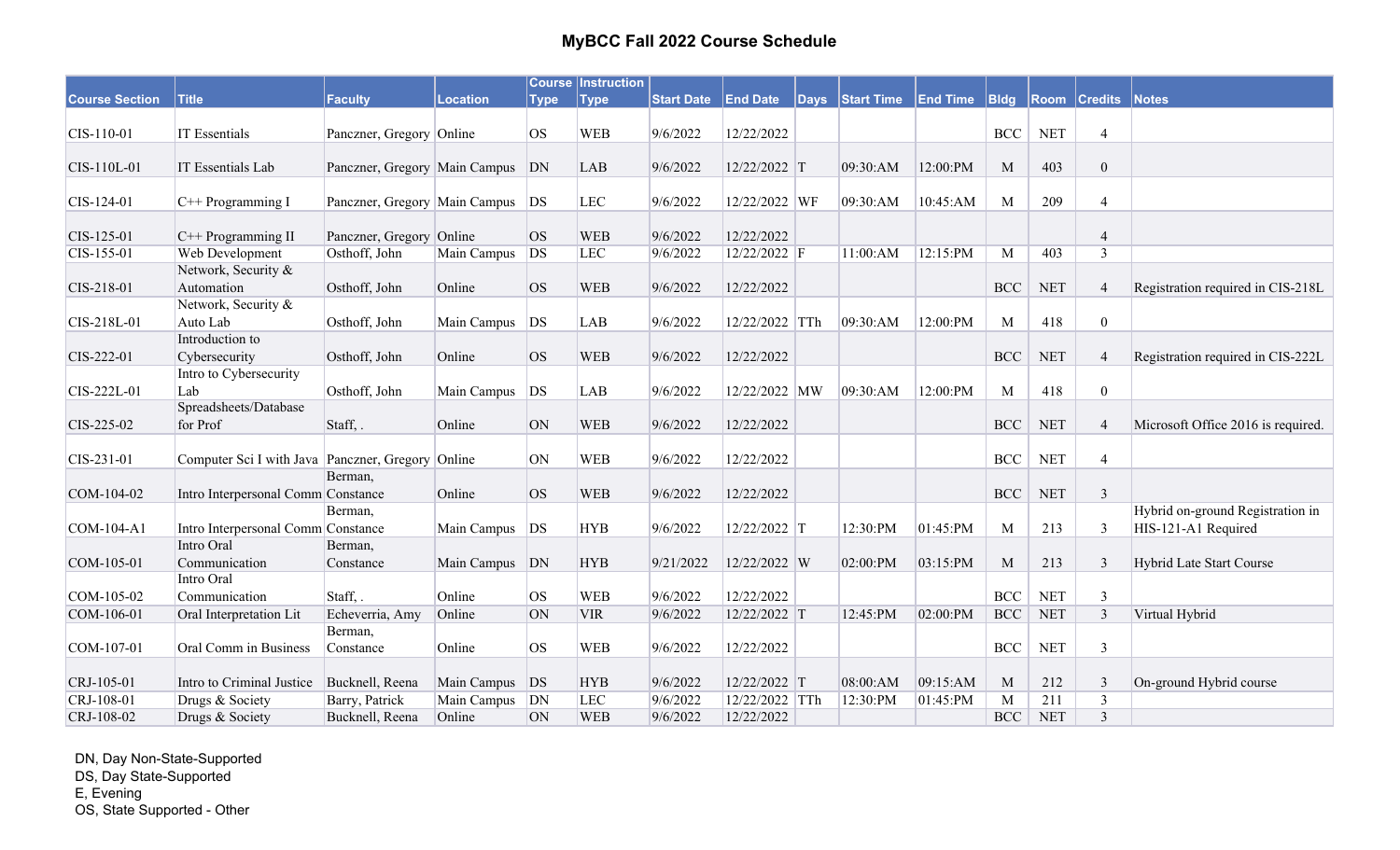# MyBCC Fall 2022 Course Schedule

| Course Section | Title | Faculty | Location | Course Type | Instruction Type | Start Date | End Date | Days | Start Time | End Time | Bldg | Room | Credits | Notes |
|---|---|---|---|---|---|---|---|---|---|---|---|---|---|---|
| CIS-110-01 | IT Essentials | Panczner, Gregory | Online | OS | WEB | 9/6/2022 | 12/22/2022 | | | | BCC | NET | 4 | |
| CIS-110L-01 | IT Essentials Lab | Panczner, Gregory | Main Campus | DN | LAB | 9/6/2022 | 12/22/2022 | T | 09:30:AM | 12:00:PM | M | 403 | 0 | |
| CIS-124-01 | C++ Programming I | Panczner, Gregory | Main Campus | DS | LEC | 9/6/2022 | 12/22/2022 | WF | 09:30:AM | 10:45:AM | M | 209 | 4 | |
| CIS-125-01 | C++ Programming II | Panczner, Gregory | Online | OS | WEB | 9/6/2022 | 12/22/2022 | | | | | | 4 | |
| CIS-155-01 | Web Development | Osthoff, John | Main Campus | DS | LEC | 9/6/2022 | 12/22/2022 | F | 11:00:AM | 12:15:PM | M | 403 | 3 | |
| CIS-218-01 | Network, Security & Automation | Osthoff, John | Online | OS | WEB | 9/6/2022 | 12/22/2022 | | | | BCC | NET | 4 | Registration required in CIS-218L |
| CIS-218L-01 | Network, Security & Auto Lab | Osthoff, John | Main Campus | DS | LAB | 9/6/2022 | 12/22/2022 | TTh | 09:30:AM | 12:00:PM | M | 418 | 0 | |
| CIS-222-01 | Introduction to Cybersecurity | Osthoff, John | Online | OS | WEB | 9/6/2022 | 12/22/2022 | | | | BCC | NET | 4 | Registration required in CIS-222L |
| CIS-222L-01 | Intro to Cybersecurity Lab | Osthoff, John | Main Campus | DS | LAB | 9/6/2022 | 12/22/2022 | MW | 09:30:AM | 12:00:PM | M | 418 | 0 | |
| CIS-225-02 | Spreadsheets/Database for Prof | Staff, . | Online | ON | WEB | 9/6/2022 | 12/22/2022 | | | | BCC | NET | 4 | Microsoft Office 2016 is required. |
| CIS-231-01 | Computer Sci I with Java | Panczner, Gregory | Online | ON | WEB | 9/6/2022 | 12/22/2022 | | | | BCC | NET | 4 | |
| COM-104-02 | Intro Interpersonal Comm | Berman, Constance | Online | OS | WEB | 9/6/2022 | 12/22/2022 | | | | BCC | NET | 3 | |
| COM-104-A1 | Intro Interpersonal Comm | Berman, Constance | Main Campus | DS | HYB | 9/6/2022 | 12/22/2022 | T | 12:30:PM | 01:45:PM | M | 213 | 3 | Hybrid on-ground Registration in HIS-121-A1 Required |
| COM-105-01 | Intro Oral Communication | Berman, Constance | Main Campus | DN | HYB | 9/21/2022 | 12/22/2022 | W | 02:00:PM | 03:15:PM | M | 213 | 3 | Hybrid Late Start Course |
| COM-105-02 | Intro Oral Communication | Staff, . | Online | OS | WEB | 9/6/2022 | 12/22/2022 | | | | BCC | NET | 3 | |
| COM-106-01 | Oral Interpretation Lit | Echeverria, Amy | Online | ON | VIR | 9/6/2022 | 12/22/2022 | T | 12:45:PM | 02:00:PM | BCC | NET | 3 | Virtual Hybrid |
| COM-107-01 | Oral Comm in Business | Berman, Constance | Online | OS | WEB | 9/6/2022 | 12/22/2022 | | | | BCC | NET | 3 | |
| CRJ-105-01 | Intro to Criminal Justice | Bucknell, Reena | Main Campus | DS | HYB | 9/6/2022 | 12/22/2022 | T | 08:00:AM | 09:15:AM | M | 212 | 3 | On-ground Hybrid course |
| CRJ-108-01 | Drugs & Society | Barry, Patrick | Main Campus | DN | LEC | 9/6/2022 | 12/22/2022 | TTh | 12:30:PM | 01:45:PM | M | 211 | 3 | |
| CRJ-108-02 | Drugs & Society | Bucknell, Reena | Online | ON | WEB | 9/6/2022 | 12/22/2022 | | | | BCC | NET | 3 | |

DN, Day Non-State-Supported
DS, Day State-Supported
E, Evening
OS, State Supported - Other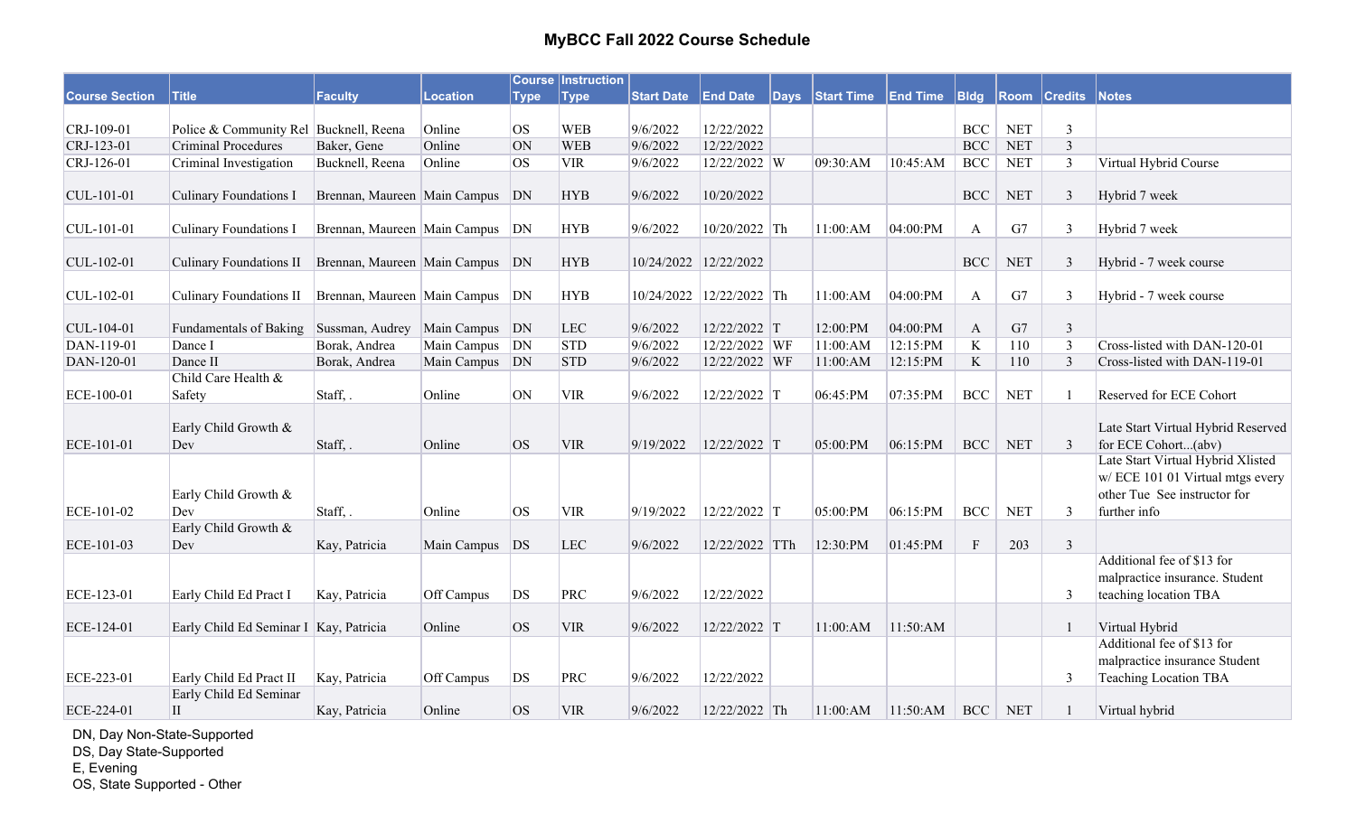## MyBCC Fall 2022 Course Schedule

| Course Section | Title | Faculty | Location | Course Type | Instruction Type | Start Date | End Date | Days | Start Time | End Time | Bldg | Room | Credits | Notes |
|---|---|---|---|---|---|---|---|---|---|---|---|---|---|---|
| CRJ-109-01 | Police & Community Rel | Bucknell, Reena | Online | OS | WEB | 9/6/2022 | 12/22/2022 | | | | BCC | NET | 3 | |
| CRJ-123-01 | Criminal Procedures | Baker, Gene | Online | ON | WEB | 9/6/2022 | 12/22/2022 | | | | BCC | NET | 3 | |
| CRJ-126-01 | Criminal Investigation | Bucknell, Reena | Online | OS | VIR | 9/6/2022 | 12/22/2022 | W | 09:30:AM | 10:45:AM | BCC | NET | 3 | Virtual Hybrid Course |
| CUL-101-01 | Culinary Foundations I | Brennan, Maureen | Main Campus | DN | HYB | 9/6/2022 | 10/20/2022 | | | | BCC | NET | 3 | Hybrid 7 week |
| CUL-101-01 | Culinary Foundations I | Brennan, Maureen | Main Campus | DN | HYB | 9/6/2022 | 10/20/2022 | Th | 11:00:AM | 04:00:PM | A | G7 | 3 | Hybrid 7 week |
| CUL-102-01 | Culinary Foundations II | Brennan, Maureen | Main Campus | DN | HYB | 10/24/2022 | 12/22/2022 | | | | BCC | NET | 3 | Hybrid - 7 week course |
| CUL-102-01 | Culinary Foundations II | Brennan, Maureen | Main Campus | DN | HYB | 10/24/2022 | 12/22/2022 | Th | 11:00:AM | 04:00:PM | A | G7 | 3 | Hybrid - 7 week course |
| CUL-104-01 | Fundamentals of Baking | Sussman, Audrey | Main Campus | DN | LEC | 9/6/2022 | 12/22/2022 | T | 12:00:PM | 04:00:PM | A | G7 | 3 | |
| DAN-119-01 | Dance I | Borak, Andrea | Main Campus | DN | STD | 9/6/2022 | 12/22/2022 | WF | 11:00:AM | 12:15:PM | K | 110 | 3 | Cross-listed with DAN-120-01 |
| DAN-120-01 | Dance II | Borak, Andrea | Main Campus | DN | STD | 9/6/2022 | 12/22/2022 | WF | 11:00:AM | 12:15:PM | K | 110 | 3 | Cross-listed with DAN-119-01 |
| ECE-100-01 | Child Care Health & Safety | Staff, . | Online | ON | VIR | 9/6/2022 | 12/22/2022 | T | 06:45:PM | 07:35:PM | BCC | NET | 1 | Reserved for ECE Cohort |
| ECE-101-01 | Early Child Growth & Dev | Staff, . | Online | OS | VIR | 9/19/2022 | 12/22/2022 | T | 05:00:PM | 06:15:PM | BCC | NET | 3 | Late Start Virtual Hybrid Reserved for ECE Cohort...(abv) |
| ECE-101-02 | Early Child Growth & Dev | Staff, . | Online | OS | VIR | 9/19/2022 | 12/22/2022 | T | 05:00:PM | 06:15:PM | BCC | NET | 3 | Late Start Virtual Hybrid Xlisted w/ ECE 101 01 Virtual mtgs every other Tue See instructor for further info |
| ECE-101-03 | Early Child Growth & Dev | Kay, Patricia | Main Campus | DS | LEC | 9/6/2022 | 12/22/2022 | TTh | 12:30:PM | 01:45:PM | F | 203 | 3 | |
| ECE-123-01 | Early Child Ed Pract I | Kay, Patricia | Off Campus | DS | PRC | 9/6/2022 | 12/22/2022 | | | | | | 3 | Additional fee of $13 for malpractice insurance. Student teaching location TBA |
| ECE-124-01 | Early Child Ed Seminar I | Kay, Patricia | Online | OS | VIR | 9/6/2022 | 12/22/2022 | T | 11:00:AM | 11:50:AM | | | 1 | Virtual Hybrid |
| ECE-223-01 | Early Child Ed Pract II | Kay, Patricia | Off Campus | DS | PRC | 9/6/2022 | 12/22/2022 | | | | | | 3 | Additional fee of $13 for malpractice insurance Student Teaching Location TBA |
| ECE-224-01 | Early Child Ed Seminar II | Kay, Patricia | Online | OS | VIR | 9/6/2022 | 12/22/2022 | Th | 11:00:AM | 11:50:AM | BCC | NET | 1 | Virtual hybrid |

DN, Day Non-State-Supported
DS, Day State-Supported
E, Evening
OS, State Supported - Other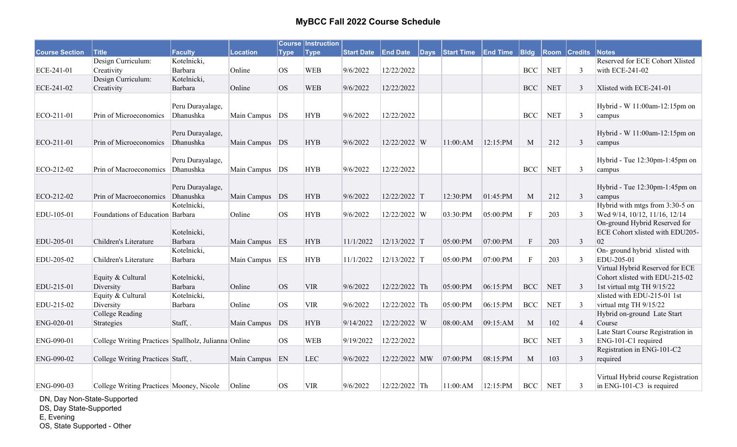# MyBCC Fall 2022 Course Schedule

| Course Section | Title | Faculty | Location | Course Type | Instruction Type | Start Date | End Date | Days | Start Time | End Time | Bldg | Room | Credits | Notes |
|---|---|---|---|---|---|---|---|---|---|---|---|---|---|---|
| ECE-241-01 | Design Curriculum: Creativity | Kotelnicki, Barbara | Online | OS | WEB | 9/6/2022 | 12/22/2022 | | | | BCC | NET | 3 | Reserved for ECE Cohort Xlisted with ECE-241-02 |
| ECE-241-02 | Design Curriculum: Creativity | Kotelnicki, Barbara | Online | OS | WEB | 9/6/2022 | 12/22/2022 | | | | BCC | NET | 3 | Xlisted with ECE-241-01 |
| ECO-211-01 | Prin of Microeconomics | Peru Durayalage, Dhanushka | Main Campus | DS | HYB | 9/6/2022 | 12/22/2022 | | | | BCC | NET | 3 | Hybrid - W 11:00am-12:15pm on campus |
| ECO-211-01 | Prin of Microeconomics | Peru Durayalage, Dhanushka | Main Campus | DS | HYB | 9/6/2022 | 12/22/2022 | W | 11:00:AM | 12:15:PM | M | 212 | 3 | Hybrid - W 11:00am-12:15pm on campus |
| ECO-212-02 | Prin of Macroeconomics | Peru Durayalage, Dhanushka | Main Campus | DS | HYB | 9/6/2022 | 12/22/2022 | | | | BCC | NET | 3 | Hybrid - Tue 12:30pm-1:45pm on campus |
| ECO-212-02 | Prin of Macroeconomics | Peru Durayalage, Dhanushka | Main Campus | DS | HYB | 9/6/2022 | 12/22/2022 | T | 12:30:PM | 01:45:PM | M | 212 | 3 | Hybrid - Tue 12:30pm-1:45pm on campus |
| EDU-105-01 | Foundations of Education | Kotelnicki, Barbara | Online | OS | HYB | 9/6/2022 | 12/22/2022 | W | 03:30:PM | 05:00:PM | F | 203 | 3 | Hybrid with mtgs from 3:30-5 on Wed 9/14, 10/12, 11/16, 12/14 |
| EDU-205-01 | Children's Literature | Kotelnicki, Barbara | Main Campus | ES | HYB | 11/1/2022 | 12/13/2022 | T | 05:00:PM | 07:00:PM | F | 203 | 3 | On-ground Hybrid Reserved for ECE Cohort xlisted with EDU205-02 |
| EDU-205-02 | Children's Literature | Kotelnicki, Barbara | Main Campus | ES | HYB | 11/1/2022 | 12/13/2022 | T | 05:00:PM | 07:00:PM | F | 203 | 3 | On- ground hybrid xlisted with EDU-205-01 |
| EDU-215-01 | Equity & Cultural Diversity | Kotelnicki, Barbara | Online | OS | VIR | 9/6/2022 | 12/22/2022 | Th | 05:00:PM | 06:15:PM | BCC | NET | 3 | Virtual Hybrid Reserved for ECE Cohort xlisted with EDU-215-02 1st virtual mtg TH 9/15/22 |
| EDU-215-02 | Equity & Cultural Diversity | Kotelnicki, Barbara | Online | OS | VIR | 9/6/2022 | 12/22/2022 | Th | 05:00:PM | 06:15:PM | BCC | NET | 3 | xlisted with EDU-215-01 1st virtual mtg TH 9/15/22 |
| ENG-020-01 | College Reading Strategies | Staff, . | Main Campus | DS | HYB | 9/14/2022 | 12/22/2022 | W | 08:00:AM | 09:15:AM | M | 102 | 4 | Hybrid on-ground Late Start Course |
| ENG-090-01 | College Writing Practices | Spallholz, Julianna | Online | OS | WEB | 9/19/2022 | 12/22/2022 | | | | BCC | NET | 3 | Late Start Course Registration in ENG-101-C1 required |
| ENG-090-02 | College Writing Practices | Staff, . | Main Campus | EN | LEC | 9/6/2022 | 12/22/2022 | MW | 07:00:PM | 08:15:PM | M | 103 | 3 | Registration in ENG-101-C2 required |
| ENG-090-03 | College Writing Practices | Mooney, Nicole | Online | OS | VIR | 9/6/2022 | 12/22/2022 | Th | 11:00:AM | 12:15:PM | BCC | NET | 3 | Virtual Hybrid course Registration in ENG-101-C3 is required |

DN, Day Non-State-Supported
DS, Day State-Supported
E, Evening
OS, State Supported - Other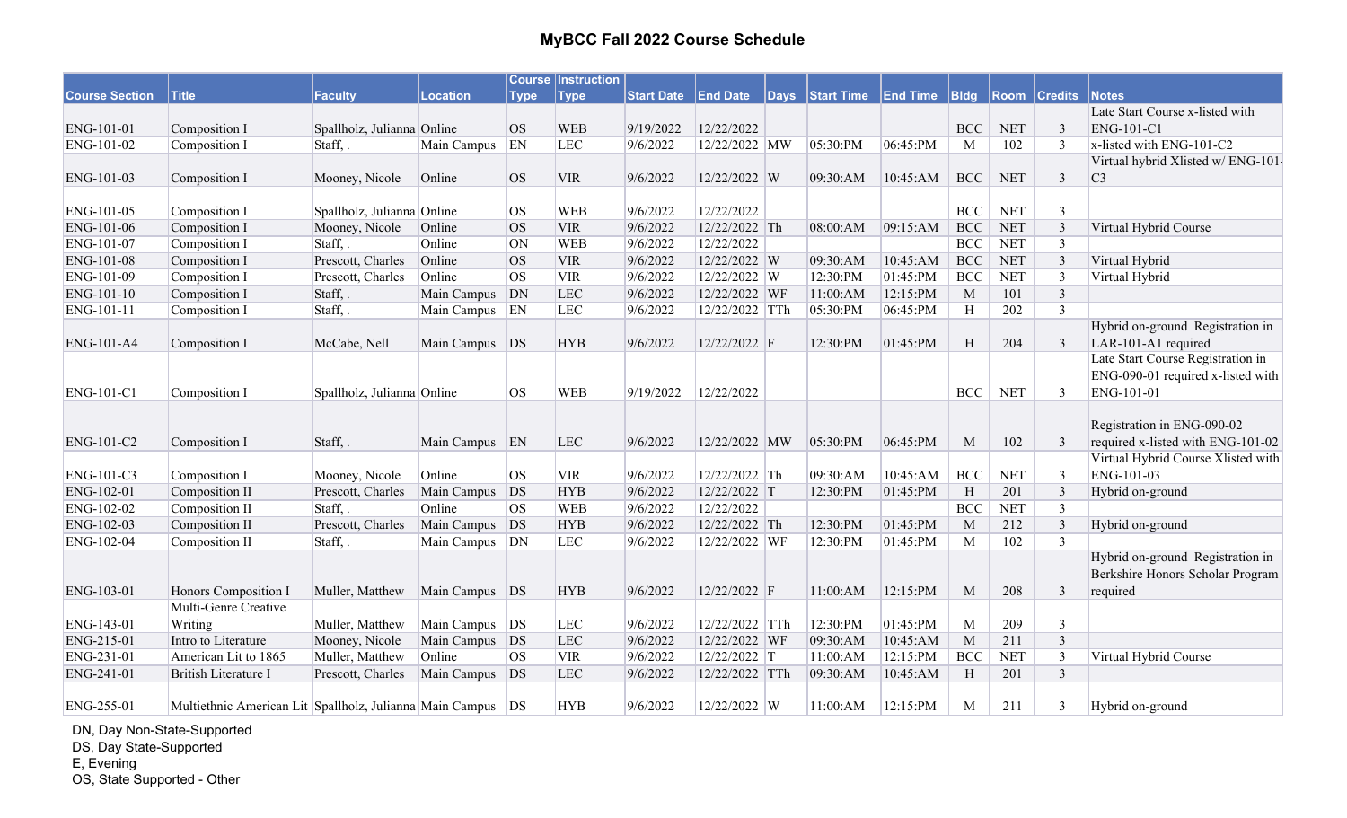# MyBCC Fall 2022 Course Schedule

| Course Section | Title | Faculty | Location | Course Type | Instruction Type | Start Date | End Date | Days | Start Time | End Time | Bldg | Room | Credits | Notes |
|---|---|---|---|---|---|---|---|---|---|---|---|---|---|---|
| ENG-101-01 | Composition I | Spallholz, Julianna | Online | OS | WEB | 9/19/2022 | 12/22/2022 | | | | BCC | NET | 3 | Late Start Course x-listed with ENG-101-C1 |
| ENG-101-02 | Composition I | Staff, . | Main Campus | EN | LEC | 9/6/2022 | 12/22/2022 | MW | 05:30:PM | 06:45:PM | M | 102 | 3 | x-listed with ENG-101-C2 |
| ENG-101-03 | Composition I | Mooney, Nicole | Online | OS | VIR | 9/6/2022 | 12/22/2022 | W | 09:30:AM | 10:45:AM | BCC | NET | 3 | Virtual hybrid Xlisted w/ ENG-101-C3 |
| ENG-101-05 | Composition I | Spallholz, Julianna | Online | OS | WEB | 9/6/2022 | 12/22/2022 | | | | BCC | NET | 3 | |
| ENG-101-06 | Composition I | Mooney, Nicole | Online | OS | VIR | 9/6/2022 | 12/22/2022 | Th | 08:00:AM | 09:15:AM | BCC | NET | 3 | Virtual Hybrid Course |
| ENG-101-07 | Composition I | Staff, . | Online | ON | WEB | 9/6/2022 | 12/22/2022 | | | | BCC | NET | 3 | |
| ENG-101-08 | Composition I | Prescott, Charles | Online | OS | VIR | 9/6/2022 | 12/22/2022 | W | 09:30:AM | 10:45:AM | BCC | NET | 3 | Virtual Hybrid |
| ENG-101-09 | Composition I | Prescott, Charles | Online | OS | VIR | 9/6/2022 | 12/22/2022 | W | 12:30:PM | 01:45:PM | BCC | NET | 3 | Virtual Hybrid |
| ENG-101-10 | Composition I | Staff, . | Main Campus | DN | LEC | 9/6/2022 | 12/22/2022 | WF | 11:00:AM | 12:15:PM | M | 101 | 3 | |
| ENG-101-11 | Composition I | Staff, . | Main Campus | EN | LEC | 9/6/2022 | 12/22/2022 | TTh | 05:30:PM | 06:45:PM | H | 202 | 3 | |
| ENG-101-A4 | Composition I | McCabe, Nell | Main Campus | DS | HYB | 9/6/2022 | 12/22/2022 | F | 12:30:PM | 01:45:PM | H | 204 | 3 | Hybrid on-ground Registration in LAR-101-A1 required |
| ENG-101-C1 | Composition I | Spallholz, Julianna | Online | OS | WEB | 9/19/2022 | 12/22/2022 | | | | BCC | NET | 3 | Late Start Course Registration in ENG-090-01 required x-listed with ENG-101-01 |
| ENG-101-C2 | Composition I | Staff, . | Main Campus | EN | LEC | 9/6/2022 | 12/22/2022 | MW | 05:30:PM | 06:45:PM | M | 102 | 3 | Registration in ENG-090-02 required x-listed with ENG-101-02 |
| ENG-101-C3 | Composition I | Mooney, Nicole | Online | OS | VIR | 9/6/2022 | 12/22/2022 | Th | 09:30:AM | 10:45:AM | BCC | NET | 3 | Virtual Hybrid Course Xlisted with ENG-101-03 |
| ENG-102-01 | Composition II | Prescott, Charles | Main Campus | DS | HYB | 9/6/2022 | 12/22/2022 | T | 12:30:PM | 01:45:PM | H | 201 | 3 | Hybrid on-ground |
| ENG-102-02 | Composition II | Staff, . | Online | OS | WEB | 9/6/2022 | 12/22/2022 | | | | BCC | NET | 3 | |
| ENG-102-03 | Composition II | Prescott, Charles | Main Campus | DS | HYB | 9/6/2022 | 12/22/2022 | Th | 12:30:PM | 01:45:PM | M | 212 | 3 | Hybrid on-ground |
| ENG-102-04 | Composition II | Staff, . | Main Campus | DN | LEC | 9/6/2022 | 12/22/2022 | WF | 12:30:PM | 01:45:PM | M | 102 | 3 | |
| ENG-103-01 | Honors Composition I | Muller, Matthew | Main Campus | DS | HYB | 9/6/2022 | 12/22/2022 | F | 11:00:AM | 12:15:PM | M | 208 | 3 | Hybrid on-ground Registration in Berkshire Honors Scholar Program required |
| ENG-143-01 | Multi-Genre Creative Writing | Muller, Matthew | Main Campus | DS | LEC | 9/6/2022 | 12/22/2022 | TTh | 12:30:PM | 01:45:PM | M | 209 | 3 | |
| ENG-215-01 | Intro to Literature | Mooney, Nicole | Main Campus | DS | LEC | 9/6/2022 | 12/22/2022 | WF | 09:30:AM | 10:45:AM | M | 211 | 3 | |
| ENG-231-01 | American Lit to 1865 | Muller, Matthew | Online | OS | VIR | 9/6/2022 | 12/22/2022 | T | 11:00:AM | 12:15:PM | BCC | NET | 3 | Virtual Hybrid Course |
| ENG-241-01 | British Literature I | Prescott, Charles | Main Campus | DS | LEC | 9/6/2022 | 12/22/2022 | TTh | 09:30:AM | 10:45:AM | H | 201 | 3 | |
| ENG-255-01 | Multiethnic American Lit | Spallholz, Julianna | Main Campus | DS | HYB | 9/6/2022 | 12/22/2022 | W | 11:00:AM | 12:15:PM | M | 211 | 3 | Hybrid on-ground |

DN, Day Non-State-Supported
DS, Day State-Supported
E, Evening
OS, State Supported - Other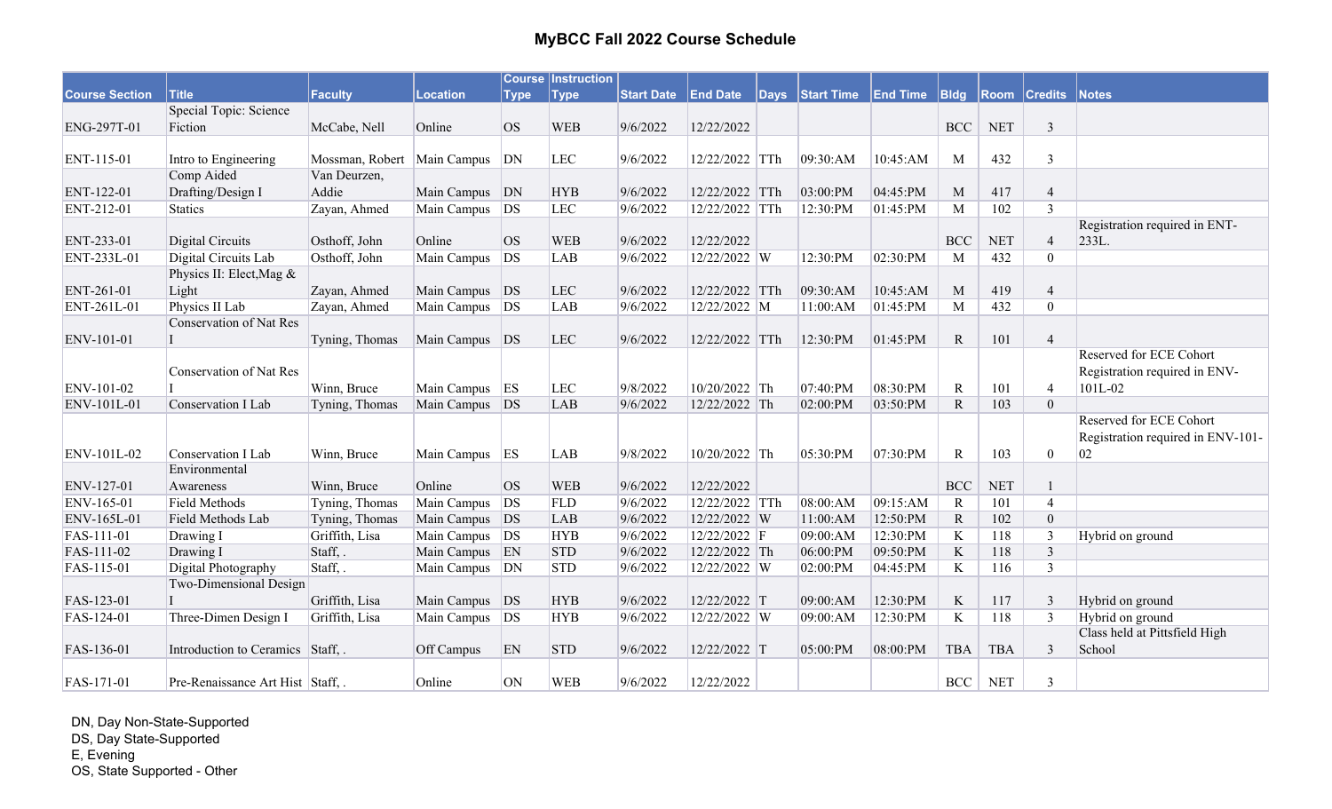# MyBCC Fall 2022 Course Schedule

| Course Section | Title | Faculty | Location | Course Type | Instruction Type | Start Date | End Date | Days | Start Time | End Time | Bldg | Room | Credits | Notes |
|---|---|---|---|---|---|---|---|---|---|---|---|---|---|---|
| ENG-297T-01 | Special Topic: Science Fiction | McCabe, Nell | Online | OS | WEB | 9/6/2022 | 12/22/2022 | | | | BCC | NET | 3 | |
| ENT-115-01 | Intro to Engineering | Mossman, Robert | Main Campus | DN | LEC | 9/6/2022 | 12/22/2022 | TTh | 09:30:AM | 10:45:AM | M | 432 | 3 | |
| ENT-122-01 | Comp Aided Drafting/Design I | Van Deurzen, Addie | Main Campus | DN | HYB | 9/6/2022 | 12/22/2022 | TTh | 03:00:PM | 04:45:PM | M | 417 | 4 | |
| ENT-212-01 | Statics | Zayan, Ahmed | Main Campus | DS | LEC | 9/6/2022 | 12/22/2022 | TTh | 12:30:PM | 01:45:PM | M | 102 | 3 | |
| ENT-233-01 | Digital Circuits | Osthoff, John | Online | OS | WEB | 9/6/2022 | 12/22/2022 | | | | BCC | NET | 4 | Registration required in ENT-233L. |
| ENT-233L-01 | Digital Circuits Lab | Osthoff, John | Main Campus | DS | LAB | 9/6/2022 | 12/22/2022 | W | 12:30:PM | 02:30:PM | M | 432 | 0 | |
| ENT-261-01 | Physics II: Elect,Mag & Light | Zayan, Ahmed | Main Campus | DS | LEC | 9/6/2022 | 12/22/2022 | TTh | 09:30:AM | 10:45:AM | M | 419 | 4 | |
| ENT-261L-01 | Physics II Lab | Zayan, Ahmed | Main Campus | DS | LAB | 9/6/2022 | 12/22/2022 | M | 11:00:AM | 01:45:PM | M | 432 | 0 | |
| ENV-101-01 | Conservation of Nat Res I | Tyning, Thomas | Main Campus | DS | LEC | 9/6/2022 | 12/22/2022 | TTh | 12:30:PM | 01:45:PM | R | 101 | 4 | |
| ENV-101-02 | Conservation of Nat Res I | Winn, Bruce | Main Campus | ES | LEC | 9/8/2022 | 10/20/2022 | Th | 07:40:PM | 08:30:PM | R | 101 | 4 | Reserved for ECE Cohort Registration required in ENV-101L-02 |
| ENV-101L-01 | Conservation I Lab | Tyning, Thomas | Main Campus | DS | LAB | 9/6/2022 | 12/22/2022 | Th | 02:00:PM | 03:50:PM | R | 103 | 0 | |
| ENV-101L-02 | Conservation I Lab | Winn, Bruce | Main Campus | ES | LAB | 9/8/2022 | 10/20/2022 | Th | 05:30:PM | 07:30:PM | R | 103 | 0 | Reserved for ECE Cohort Registration required in ENV-101-02 |
| ENV-127-01 | Environmental Awareness | Winn, Bruce | Online | OS | WEB | 9/6/2022 | 12/22/2022 | | | | BCC | NET | 1 | |
| ENV-165-01 | Field Methods | Tyning, Thomas | Main Campus | DS | FLD | 9/6/2022 | 12/22/2022 | TTh | 08:00:AM | 09:15:AM | R | 101 | 4 | |
| ENV-165L-01 | Field Methods Lab | Tyning, Thomas | Main Campus | DS | LAB | 9/6/2022 | 12/22/2022 | W | 11:00:AM | 12:50:PM | R | 102 | 0 | |
| FAS-111-01 | Drawing I | Griffith, Lisa | Main Campus | DS | HYB | 9/6/2022 | 12/22/2022 | F | 09:00:AM | 12:30:PM | K | 118 | 3 | Hybrid on ground |
| FAS-111-02 | Drawing I | Staff, . | Main Campus | EN | STD | 9/6/2022 | 12/22/2022 | Th | 06:00:PM | 09:50:PM | K | 118 | 3 | |
| FAS-115-01 | Digital Photography | Staff, . | Main Campus | DN | STD | 9/6/2022 | 12/22/2022 | W | 02:00:PM | 04:45:PM | K | 116 | 3 | |
| FAS-123-01 | Two-Dimensional Design I | Griffith, Lisa | Main Campus | DS | HYB | 9/6/2022 | 12/22/2022 | T | 09:00:AM | 12:30:PM | K | 117 | 3 | Hybrid on ground |
| FAS-124-01 | Three-Dimen Design I | Griffith, Lisa | Main Campus | DS | HYB | 9/6/2022 | 12/22/2022 | W | 09:00:AM | 12:30:PM | K | 118 | 3 | Hybrid on ground |
| FAS-136-01 | Introduction to Ceramics | Staff, . | Off Campus | EN | STD | 9/6/2022 | 12/22/2022 | T | 05:00:PM | 08:00:PM | TBA | TBA | 3 | Class held at Pittsfield High School |
| FAS-171-01 | Pre-Renaissance Art Hist | Staff, . | Online | ON | WEB | 9/6/2022 | 12/22/2022 | | | | BCC | NET | 3 | |

DN, Day Non-State-Supported
DS, Day State-Supported
E, Evening
OS, State Supported - Other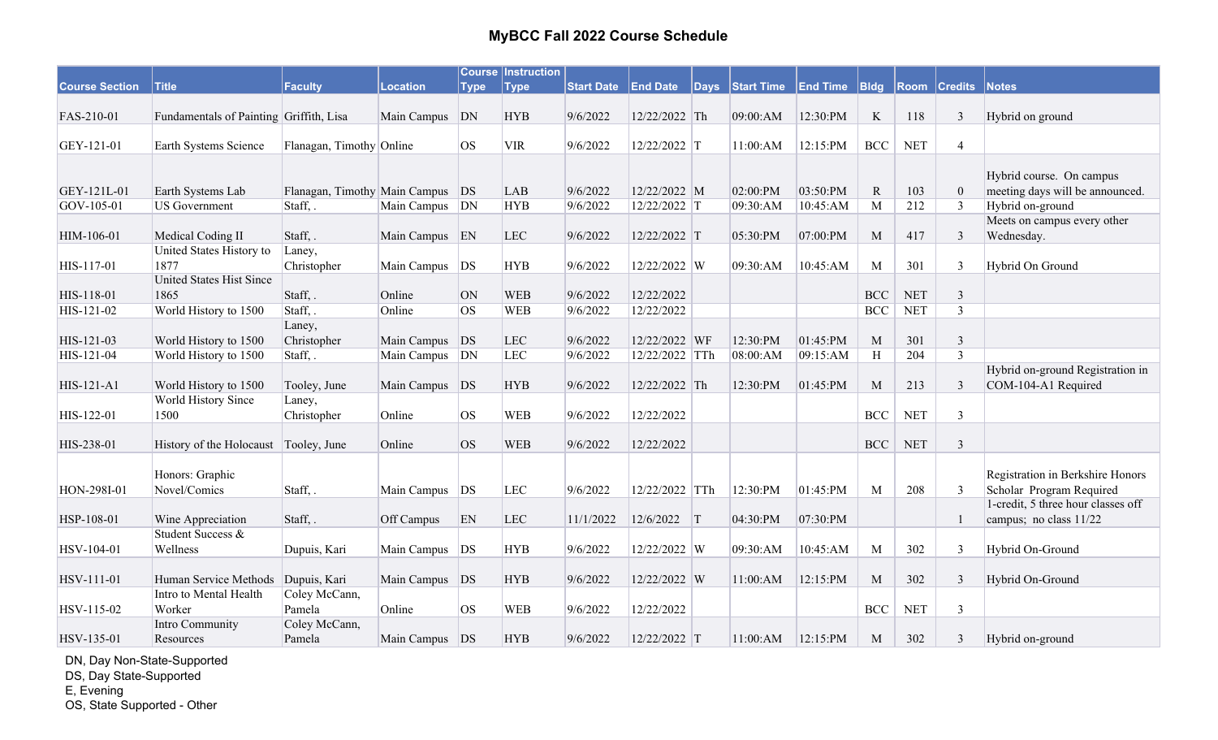# MyBCC Fall 2022 Course Schedule

| Course Section | Title | Faculty | Location | Course Type | Instruction Type | Start Date | End Date | Days | Start Time | End Time | Bldg | Room | Credits | Notes |
|---|---|---|---|---|---|---|---|---|---|---|---|---|---|---|
| FAS-210-01 | Fundamentals of Painting | Griffith, Lisa | Main Campus | DN | HYB | 9/6/2022 | 12/22/2022 | Th | 09:00:AM | 12:30:PM | K | 118 | 3 | Hybrid on ground |
| GEY-121-01 | Earth Systems Science | Flanagan, Timothy | Online | OS | VIR | 9/6/2022 | 12/22/2022 | T | 11:00:AM | 12:15:PM | BCC | NET | 4 | |
| GEY-121L-01 | Earth Systems Lab | Flanagan, Timothy | Main Campus | DS | LAB | 9/6/2022 | 12/22/2022 | M | 02:00:PM | 03:50:PM | R | 103 | 0 | Hybrid course. On campus meeting days will be announced. |
| GOV-105-01 | US Government | Staff, . | Main Campus | DN | HYB | 9/6/2022 | 12/22/2022 | T | 09:30:AM | 10:45:AM | M | 212 | 3 | Hybrid on-ground |
| HIM-106-01 | Medical Coding II | Staff, . | Main Campus | EN | LEC | 9/6/2022 | 12/22/2022 | T | 05:30:PM | 07:00:PM | M | 417 | 3 | Meets on campus every other Wednesday. |
| HIS-117-01 | United States History to 1877 | Laney, Christopher | Main Campus | DS | HYB | 9/6/2022 | 12/22/2022 | W | 09:30:AM | 10:45:AM | M | 301 | 3 | Hybrid On Ground |
| HIS-118-01 | United States Hist Since 1865 | Staff, . | Online | ON | WEB | 9/6/2022 | 12/22/2022 | | | | BCC | NET | 3 | |
| HIS-121-02 | World History to 1500 | Staff, . | Online | OS | WEB | 9/6/2022 | 12/22/2022 | | | | BCC | NET | 3 | |
| HIS-121-03 | World History to 1500 | Laney, Christopher | Main Campus | DS | LEC | 9/6/2022 | 12/22/2022 | WF | 12:30:PM | 01:45:PM | M | 301 | 3 | |
| HIS-121-04 | World History to 1500 | Staff, . | Main Campus | DN | LEC | 9/6/2022 | 12/22/2022 | TTh | 08:00:AM | 09:15:AM | H | 204 | 3 | |
| HIS-121-A1 | World History to 1500 | Tooley, June | Main Campus | DS | HYB | 9/6/2022 | 12/22/2022 | Th | 12:30:PM | 01:45:PM | M | 213 | 3 | Hybrid on-ground Registration in COM-104-A1 Required |
| HIS-122-01 | World History Since 1500 | Laney, Christopher | Online | OS | WEB | 9/6/2022 | 12/22/2022 | | | | BCC | NET | 3 | |
| HIS-238-01 | History of the Holocaust | Tooley, June | Online | OS | WEB | 9/6/2022 | 12/22/2022 | | | | BCC | NET | 3 | |
| HON-298I-01 | Honors: Graphic Novel/Comics | Staff, . | Main Campus | DS | LEC | 9/6/2022 | 12/22/2022 | TTh | 12:30:PM | 01:45:PM | M | 208 | 3 | Registration in Berkshire Honors Scholar Program Required |
| HSP-108-01 | Wine Appreciation | Staff, . | Off Campus | EN | LEC | 11/1/2022 | 12/6/2022 | T | 04:30:PM | 07:30:PM | | | 1 | 1-credit, 5 three hour classes off campus; no class 11/22 |
| HSV-104-01 | Student Success & Wellness | Dupuis, Kari | Main Campus | DS | HYB | 9/6/2022 | 12/22/2022 | W | 09:30:AM | 10:45:AM | M | 302 | 3 | Hybrid On-Ground |
| HSV-111-01 | Human Service Methods | Dupuis, Kari | Main Campus | DS | HYB | 9/6/2022 | 12/22/2022 | W | 11:00:AM | 12:15:PM | M | 302 | 3 | Hybrid On-Ground |
| HSV-115-02 | Intro to Mental Health Worker | Coley McCann, Pamela | Online | OS | WEB | 9/6/2022 | 12/22/2022 | | | | BCC | NET | 3 | |
| HSV-135-01 | Intro Community Resources | Coley McCann, Pamela | Main Campus | DS | HYB | 9/6/2022 | 12/22/2022 | T | 11:00:AM | 12:15:PM | M | 302 | 3 | Hybrid on-ground |

DN, Day Non-State-Supported
DS, Day State-Supported
E, Evening
OS, State Supported - Other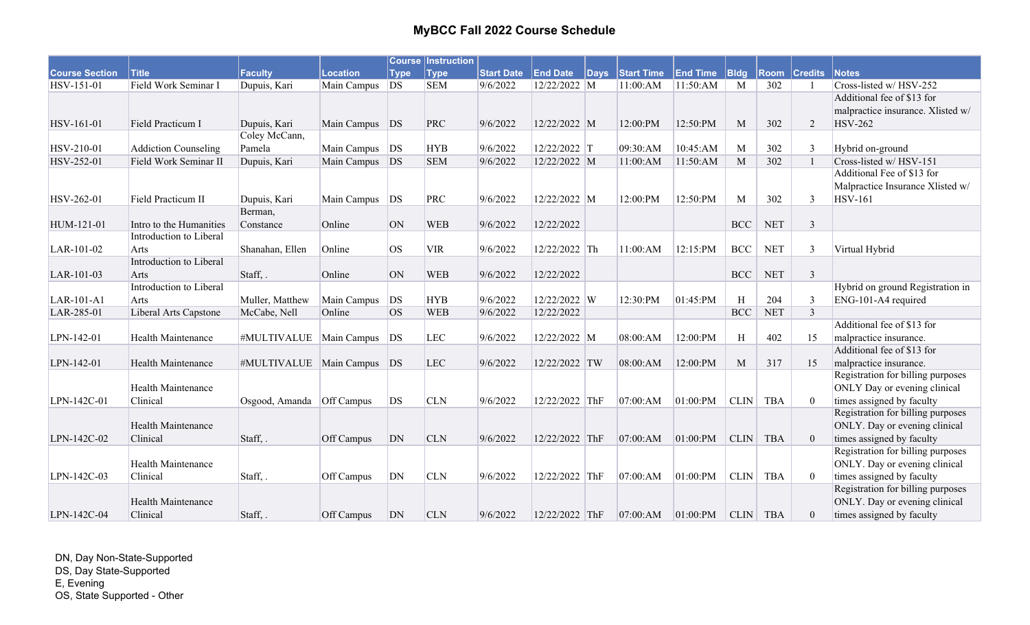# MyBCC Fall 2022 Course Schedule

| Course Section | Title | Faculty | Location | Course Type | Instruction Type | Start Date | End Date | Days | Start Time | End Time | Bldg | Room | Credits | Notes |
|---|---|---|---|---|---|---|---|---|---|---|---|---|---|---|
| HSV-151-01 | Field Work Seminar I | Dupuis, Kari | Main Campus | DS | SEM | 9/6/2022 | 12/22/2022 | M | 11:00:AM | 11:50:AM | M | 302 | 1 | Cross-listed w/ HSV-252 |
| HSV-161-01 | Field Practicum I | Dupuis, Kari | Main Campus | DS | PRC | 9/6/2022 | 12/22/2022 | M | 12:00:PM | 12:50:PM | M | 302 | 2 | Additional fee of $13 for malpractice insurance. Xlisted w/ HSV-262 |
| HSV-210-01 | Addiction Counseling | Coley McCann, Pamela | Main Campus | DS | HYB | 9/6/2022 | 12/22/2022 | T | 09:30:AM | 10:45:AM | M | 302 | 3 | Hybrid on-ground |
| HSV-252-01 | Field Work Seminar II | Dupuis, Kari | Main Campus | DS | SEM | 9/6/2022 | 12/22/2022 | M | 11:00:AM | 11:50:AM | M | 302 | 1 | Cross-listed w/ HSV-151 |
| HSV-262-01 | Field Practicum II | Dupuis, Kari | Main Campus | DS | PRC | 9/6/2022 | 12/22/2022 | M | 12:00:PM | 12:50:PM | M | 302 | 3 | Additional Fee of $13 for Malpractice Insurance Xlisted w/ HSV-161 |
| HUM-121-01 | Intro to the Humanities | Berman, Constance | Online | ON | WEB | 9/6/2022 | 12/22/2022 | | | | BCC | NET | 3 | |
| LAR-101-02 | Introduction to Liberal Arts | Shanahan, Ellen | Online | OS | VIR | 9/6/2022 | 12/22/2022 | Th | 11:00:AM | 12:15:PM | BCC | NET | 3 | Virtual Hybrid |
| LAR-101-03 | Introduction to Liberal Arts | Staff, . | Online | ON | WEB | 9/6/2022 | 12/22/2022 | | | | BCC | NET | 3 | |
| LAR-101-A1 | Introduction to Liberal Arts | Muller, Matthew | Main Campus | DS | HYB | 9/6/2022 | 12/22/2022 | W | 12:30:PM | 01:45:PM | H | 204 | 3 | Hybrid on ground Registration in ENG-101-A4 required |
| LAR-285-01 | Liberal Arts Capstone | McCabe, Nell | Online | OS | WEB | 9/6/2022 | 12/22/2022 | | | | BCC | NET | 3 | |
| LPN-142-01 | Health Maintenance | #MULTIVALUE | Main Campus | DS | LEC | 9/6/2022 | 12/22/2022 | M | 08:00:AM | 12:00:PM | H | 402 | 15 | Additional fee of $13 for malpractice insurance. |
| LPN-142-01 | Health Maintenance | #MULTIVALUE | Main Campus | DS | LEC | 9/6/2022 | 12/22/2022 | TW | 08:00:AM | 12:00:PM | M | 317 | 15 | Additional fee of $13 for malpractice insurance. |
| LPN-142C-01 | Health Maintenance Clinical | Osgood, Amanda | Off Campus | DS | CLN | 9/6/2022 | 12/22/2022 | ThF | 07:00:AM | 01:00:PM | CLIN | TBA | 0 | Registration for billing purposes ONLY. Day or evening clinical times assigned by faculty |
| LPN-142C-02 | Health Maintenance Clinical | Staff, . | Off Campus | DN | CLN | 9/6/2022 | 12/22/2022 | ThF | 07:00:AM | 01:00:PM | CLIN | TBA | 0 | Registration for billing purposes ONLY. Day or evening clinical times assigned by faculty |
| LPN-142C-03 | Health Maintenance Clinical | Staff, . | Off Campus | DN | CLN | 9/6/2022 | 12/22/2022 | ThF | 07:00:AM | 01:00:PM | CLIN | TBA | 0 | Registration for billing purposes ONLY. Day or evening clinical times assigned by faculty |
| LPN-142C-04 | Health Maintenance Clinical | Staff, . | Off Campus | DN | CLN | 9/6/2022 | 12/22/2022 | ThF | 07:00:AM | 01:00:PM | CLIN | TBA | 0 | Registration for billing purposes ONLY. Day or evening clinical times assigned by faculty |

DN, Day Non-State-Supported
DS, Day State-Supported
E, Evening
OS, State Supported - Other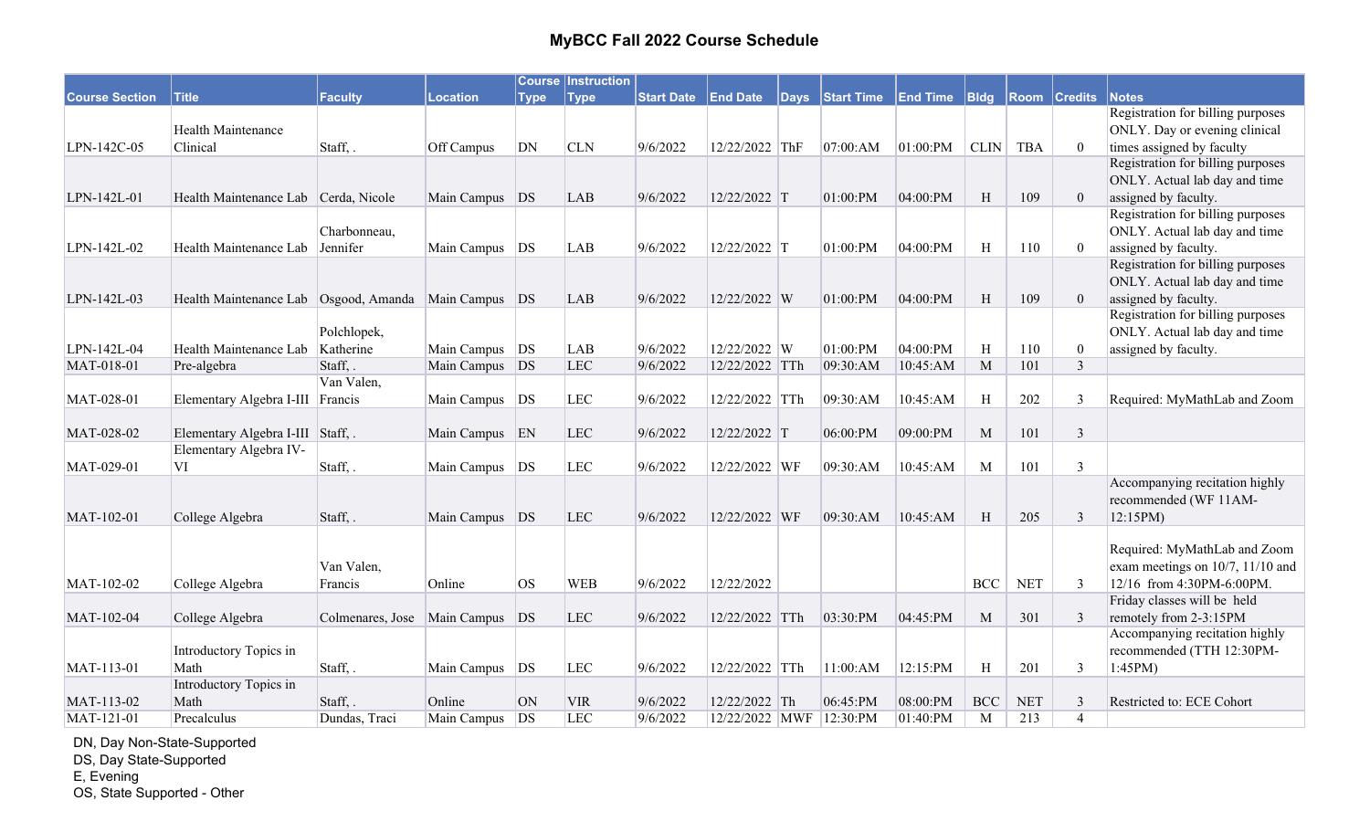# MyBCC Fall 2022 Course Schedule

| Course Section | Title | Faculty | Location | Course Type | Instruction Type | Start Date | End Date | Days | Start Time | End Time | Bldg | Room | Credits | Notes |
|---|---|---|---|---|---|---|---|---|---|---|---|---|---|---|
| LPN-142C-05 | Health Maintenance Clinical | Staff, . | Off Campus | DN | CLN | 9/6/2022 | 12/22/2022 | ThF | 07:00:AM | 01:00:PM | CLIN | TBA | 0 | Registration for billing purposes ONLY. Day or evening clinical times assigned by faculty |
| LPN-142L-01 | Health Maintenance Lab | Cerda, Nicole | Main Campus | DS | LAB | 9/6/2022 | 12/22/2022 | T | 01:00:PM | 04:00:PM | H | 109 | 0 | Registration for billing purposes ONLY. Actual lab day and time assigned by faculty. |
| LPN-142L-02 | Health Maintenance Lab | Charbonneau, Jennifer | Main Campus | DS | LAB | 9/6/2022 | 12/22/2022 | T | 01:00:PM | 04:00:PM | H | 110 | 0 | Registration for billing purposes ONLY. Actual lab day and time assigned by faculty. |
| LPN-142L-03 | Health Maintenance Lab | Osgood, Amanda | Main Campus | DS | LAB | 9/6/2022 | 12/22/2022 | W | 01:00:PM | 04:00:PM | H | 109 | 0 | Registration for billing purposes ONLY. Actual lab day and time assigned by faculty. |
| LPN-142L-04 | Health Maintenance Lab | Polchlopek, Katherine | Main Campus | DS | LAB | 9/6/2022 | 12/22/2022 | W | 01:00:PM | 04:00:PM | H | 110 | 0 | Registration for billing purposes ONLY. Actual lab day and time assigned by faculty. |
| MAT-018-01 | Pre-algebra | Staff, . | Main Campus | DS | LEC | 9/6/2022 | 12/22/2022 | TTh | 09:30:AM | 10:45:AM | M | 101 | 3 | |
| MAT-028-01 | Elementary Algebra I-III | Van Valen, Francis | Main Campus | DS | LEC | 9/6/2022 | 12/22/2022 | TTh | 09:30:AM | 10:45:AM | H | 202 | 3 | Required: MyMathLab and Zoom |
| MAT-028-02 | Elementary Algebra I-III | Staff, . | Main Campus | EN | LEC | 9/6/2022 | 12/22/2022 | T | 06:00:PM | 09:00:PM | M | 101 | 3 | |
| MAT-029-01 | Elementary Algebra IV-VI | Staff, . | Main Campus | DS | LEC | 9/6/2022 | 12/22/2022 | WF | 09:30:AM | 10:45:AM | M | 101 | 3 | |
| MAT-102-01 | College Algebra | Staff, . | Main Campus | DS | LEC | 9/6/2022 | 12/22/2022 | WF | 09:30:AM | 10:45:AM | H | 205 | 3 | Accompanying recitation highly recommended (WF 11AM-12:15PM) |
| MAT-102-02 | College Algebra | Van Valen, Francis | Online | OS | WEB | 9/6/2022 | 12/22/2022 | | | | BCC | NET | 3 | Required: MyMathLab and Zoom exam meetings on 10/7, 11/10 and 12/16 from 4:30PM-6:00PM. |
| MAT-102-04 | College Algebra | Colmenares, Jose | Main Campus | DS | LEC | 9/6/2022 | 12/22/2022 | TTh | 03:30:PM | 04:45:PM | M | 301 | 3 | Friday classes will be held remotely from 2-3:15PM |
| MAT-113-01 | Introductory Topics in Math | Staff, . | Main Campus | DS | LEC | 9/6/2022 | 12/22/2022 | TTh | 11:00:AM | 12:15:PM | H | 201 | 3 | Accompanying recitation highly recommended (TTH 12:30PM-1:45PM) |
| MAT-113-02 | Introductory Topics in Math | Staff, . | Online | ON | VIR | 9/6/2022 | 12/22/2022 | Th | 06:45:PM | 08:00:PM | BCC | NET | 3 | Restricted to: ECE Cohort |
| MAT-121-01 | Precalculus | Dundas, Traci | Main Campus | DS | LEC | 9/6/2022 | 12/22/2022 | MWF | 12:30:PM | 01:40:PM | M | 213 | 4 | |

DN, Day Non-State-Supported
DS, Day State-Supported
E, Evening
OS, State Supported - Other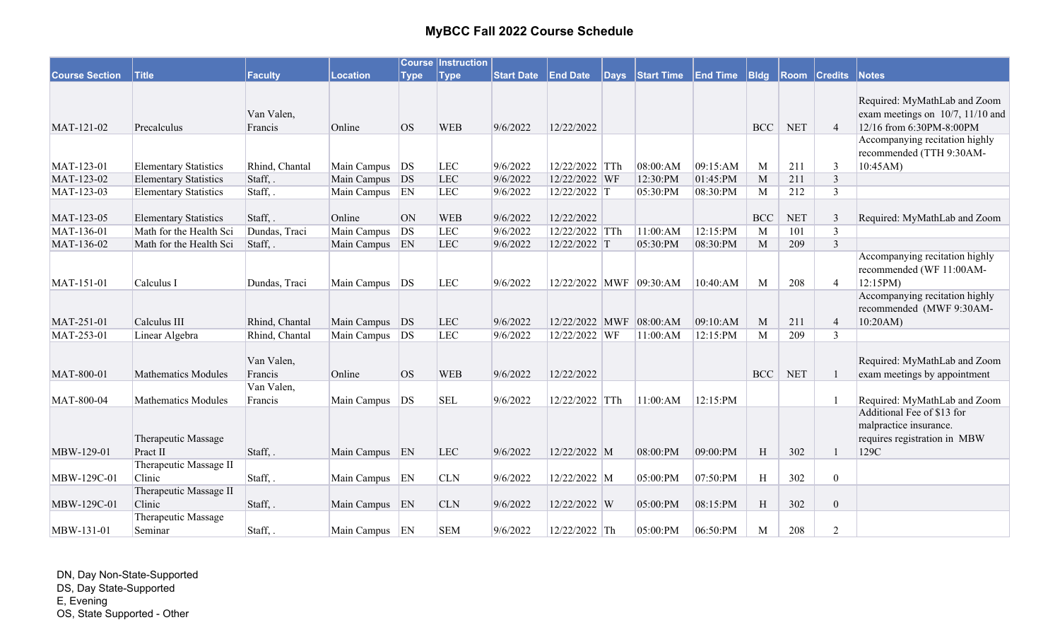# MyBCC Fall 2022 Course Schedule

| Course Section | Title | Faculty | Location | Course Type | Instruction Type | Start Date | End Date | Days | Start Time | End Time | Bldg | Room | Credits | Notes |
|---|---|---|---|---|---|---|---|---|---|---|---|---|---|---|
| MAT-121-02 | Precalculus | Van Valen, Francis | Online | OS | WEB | 9/6/2022 | 12/22/2022 | | | | BCC | NET | 4 | Required: MyMathLab and Zoom exam meetings on 10/7, 11/10 and 12/16 from 6:30PM-8:00PM |
| MAT-123-01 | Elementary Statistics | Rhind, Chantal | Main Campus | DS | LEC | 9/6/2022 | 12/22/2022 | TTh | 08:00:AM | 09:15:AM | M | 211 | 3 | Accompanying recitation highly recommended (TTH 9:30AM-10:45AM) |
| MAT-123-02 | Elementary Statistics | Staff, . | Main Campus | DS | LEC | 9/6/2022 | 12/22/2022 | WF | 12:30:PM | 01:45:PM | M | 211 | 3 | |
| MAT-123-03 | Elementary Statistics | Staff, . | Main Campus | EN | LEC | 9/6/2022 | 12/22/2022 | T | 05:30:PM | 08:30:PM | M | 212 | 3 | |
| MAT-123-05 | Elementary Statistics | Staff, . | Online | ON | WEB | 9/6/2022 | 12/22/2022 | | | | BCC | NET | 3 | Required: MyMathLab and Zoom |
| MAT-136-01 | Math for the Health Sci | Dundas, Traci | Main Campus | DS | LEC | 9/6/2022 | 12/22/2022 | TTh | 11:00:AM | 12:15:PM | M | 101 | 3 | |
| MAT-136-02 | Math for the Health Sci | Staff, . | Main Campus | EN | LEC | 9/6/2022 | 12/22/2022 | T | 05:30:PM | 08:30:PM | M | 209 | 3 | |
| MAT-151-01 | Calculus I | Dundas, Traci | Main Campus | DS | LEC | 9/6/2022 | 12/22/2022 | MWF | 09:30:AM | 10:40:AM | M | 208 | 4 | Accompanying recitation highly recommended (WF 11:00AM-12:15PM) |
| MAT-251-01 | Calculus III | Rhind, Chantal | Main Campus | DS | LEC | 9/6/2022 | 12/22/2022 | MWF | 08:00:AM | 09:10:AM | M | 211 | 4 | Accompanying recitation highly recommended (MWF 9:30AM-10:20AM) |
| MAT-253-01 | Linear Algebra | Rhind, Chantal | Main Campus | DS | LEC | 9/6/2022 | 12/22/2022 | WF | 11:00:AM | 12:15:PM | M | 209 | 3 | |
| MAT-800-01 | Mathematics Modules | Van Valen, Francis | Online | OS | WEB | 9/6/2022 | 12/22/2022 | | | | BCC | NET | 1 | Required: MyMathLab and Zoom exam meetings by appointment |
| MAT-800-04 | Mathematics Modules | Van Valen, Francis | Main Campus | DS | SEL | 9/6/2022 | 12/22/2022 | TTh | 11:00:AM | 12:15:PM | | | 1 | Required: MyMathLab and Zoom |
| MBW-129-01 | Therapeutic Massage Pract II | Staff, . | Main Campus | EN | LEC | 9/6/2022 | 12/22/2022 | M | 08:00:PM | 09:00:PM | H | 302 | 1 | Additional Fee of $13 for malpractice insurance. requires registration in MBW 129C |
| MBW-129C-01 | Therapeutic Massage II Clinic | Staff, . | Main Campus | EN | CLN | 9/6/2022 | 12/22/2022 | M | 05:00:PM | 07:50:PM | H | 302 | 0 | |
| MBW-129C-01 | Therapeutic Massage II Clinic | Staff, . | Main Campus | EN | CLN | 9/6/2022 | 12/22/2022 | W | 05:00:PM | 08:15:PM | H | 302 | 0 | |
| MBW-131-01 | Therapeutic Massage Seminar | Staff, . | Main Campus | EN | SEM | 9/6/2022 | 12/22/2022 | Th | 05:00:PM | 06:50:PM | M | 208 | 2 | |

DN, Day Non-State-Supported
DS, Day State-Supported
E, Evening
OS, State Supported - Other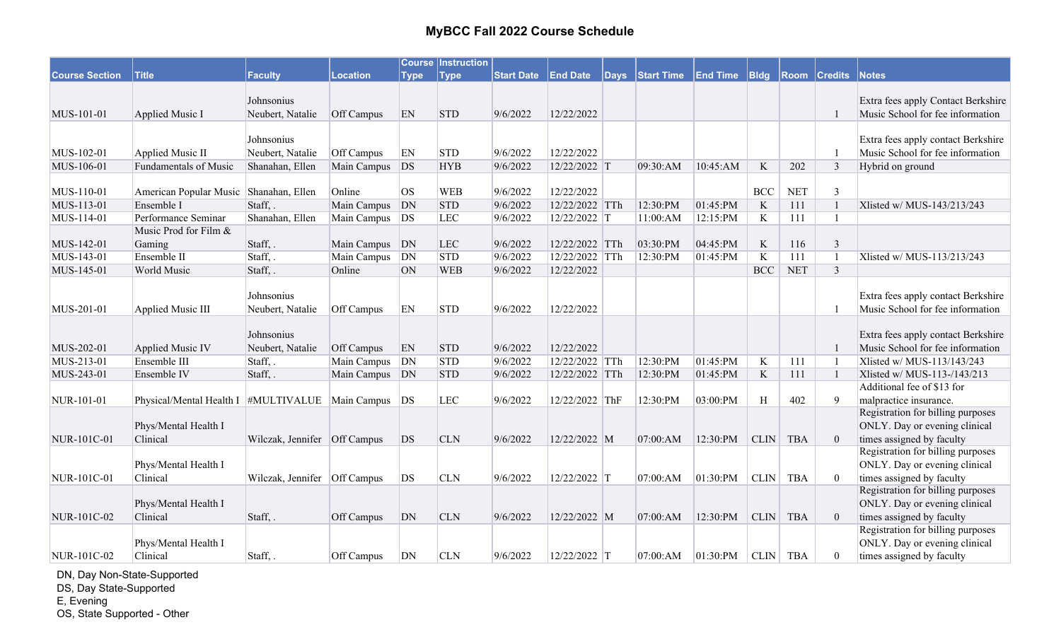# MyBCC Fall 2022 Course Schedule

| Course Section | Title | Faculty | Location | Course Type | Instruction Type | Start Date | End Date | Days | Start Time | End Time | Bldg | Room | Credits | Notes |
|---|---|---|---|---|---|---|---|---|---|---|---|---|---|---|
| MUS-101-01 | Applied Music I | Johnsonius Neubert, Natalie | Off Campus | EN | STD | 9/6/2022 | 12/22/2022 | | | | | | 1 | Extra fees apply Contact Berkshire Music School for fee information |
| MUS-102-01 | Applied Music II | Johnsonius Neubert, Natalie | Off Campus | EN | STD | 9/6/2022 | 12/22/2022 | | | | | | 1 | Extra fees apply contact Berkshire Music School for fee information |
| MUS-106-01 | Fundamentals of Music | Shanahan, Ellen | Main Campus | DS | HYB | 9/6/2022 | 12/22/2022 | T | 09:30:AM | 10:45:AM | K | 202 | 3 | Hybrid on ground |
| MUS-110-01 | American Popular Music | Shanahan, Ellen | Online | OS | WEB | 9/6/2022 | 12/22/2022 | | | | BCC | NET | 3 | |
| MUS-113-01 | Ensemble I | Staff, . | Main Campus | DN | STD | 9/6/2022 | 12/22/2022 | TTh | 12:30:PM | 01:45:PM | K | 111 | 1 | Xlisted w/ MUS-143/213/243 |
| MUS-114-01 | Performance Seminar | Shanahan, Ellen | Main Campus | DS | LEC | 9/6/2022 | 12/22/2022 | T | 11:00:AM | 12:15:PM | K | 111 | 1 | |
| MUS-142-01 | Music Prod for Film & Gaming | Staff, . | Main Campus | DN | LEC | 9/6/2022 | 12/22/2022 | TTh | 03:30:PM | 04:45:PM | K | 116 | 3 | |
| MUS-143-01 | Ensemble II | Staff, . | Main Campus | DN | STD | 9/6/2022 | 12/22/2022 | TTh | 12:30:PM | 01:45:PM | K | 111 | 1 | Xlisted w/ MUS-113/213/243 |
| MUS-145-01 | World Music | Staff, . | Online | ON | WEB | 9/6/2022 | 12/22/2022 | | | | BCC | NET | 3 | |
| MUS-201-01 | Applied Music III | Johnsonius Neubert, Natalie | Off Campus | EN | STD | 9/6/2022 | 12/22/2022 | | | | | | 1 | Extra fees apply contact Berkshire Music School for fee information |
| MUS-202-01 | Applied Music IV | Johnsonius Neubert, Natalie | Off Campus | EN | STD | 9/6/2022 | 12/22/2022 | | | | | | 1 | Extra fees apply contact Berkshire Music School for fee information |
| MUS-213-01 | Ensemble III | Staff, . | Main Campus | DN | STD | 9/6/2022 | 12/22/2022 | TTh | 12:30:PM | 01:45:PM | K | 111 | 1 | Xlisted w/ MUS-113/143/243 |
| MUS-243-01 | Ensemble IV | Staff, . | Main Campus | DN | STD | 9/6/2022 | 12/22/2022 | TTh | 12:30:PM | 01:45:PM | K | 111 | 1 | Xlisted w/ MUS-113-/143/213 |
| NUR-101-01 | Physical/Mental Health I | #MULTIVALUE | Main Campus | DS | LEC | 9/6/2022 | 12/22/2022 | ThF | 12:30:PM | 03:00:PM | H | 402 | 9 | Additional fee of $13 for malpractice insurance. |
| NUR-101C-01 | Phys/Mental Health I Clinical | Wilczak, Jennifer | Off Campus | DS | CLN | 9/6/2022 | 12/22/2022 | M | 07:00:AM | 12:30:PM | CLIN | TBA | 0 | Registration for billing purposes ONLY. Day or evening clinical times assigned by faculty |
| NUR-101C-01 | Phys/Mental Health I Clinical | Wilczak, Jennifer | Off Campus | DS | CLN | 9/6/2022 | 12/22/2022 | T | 07:00:AM | 01:30:PM | CLIN | TBA | 0 | Registration for billing purposes ONLY. Day or evening clinical times assigned by faculty |
| NUR-101C-02 | Phys/Mental Health I Clinical | Staff, . | Off Campus | DN | CLN | 9/6/2022 | 12/22/2022 | M | 07:00:AM | 12:30:PM | CLIN | TBA | 0 | Registration for billing purposes ONLY. Day or evening clinical times assigned by faculty |
| NUR-101C-02 | Phys/Mental Health I Clinical | Staff, . | Off Campus | DN | CLN | 9/6/2022 | 12/22/2022 | T | 07:00:AM | 01:30:PM | CLIN | TBA | 0 | Registration for billing purposes ONLY. Day or evening clinical times assigned by faculty |

DN, Day Non-State-Supported
DS, Day State-Supported
E, Evening
OS, State Supported - Other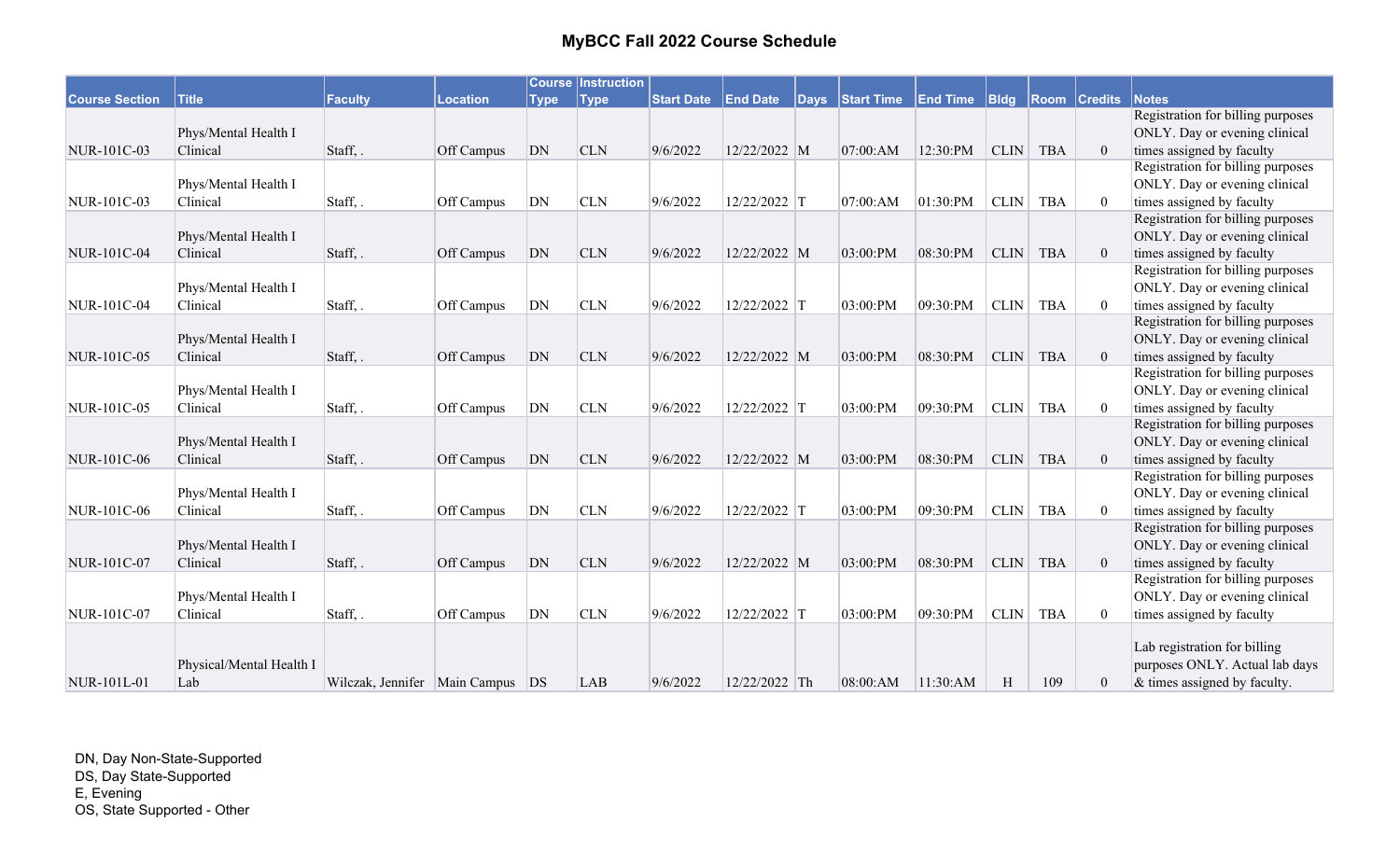# MyBCC Fall 2022 Course Schedule

| Course Section | Title | Faculty | Location | Course Type | Instruction Type | Start Date | End Date | Days | Start Time | End Time | Bldg | Room | Credits | Notes |
|---|---|---|---|---|---|---|---|---|---|---|---|---|---|---|
| NUR-101C-03 | Phys/Mental Health I Clinical | Staff, . | Off Campus | DN | CLN | 9/6/2022 | 12/22/2022 | M | 07:00:AM | 12:30:PM | CLIN | TBA | 0 | Registration for billing purposes ONLY. Day or evening clinical times assigned by faculty |
| NUR-101C-03 | Phys/Mental Health I Clinical | Staff, . | Off Campus | DN | CLN | 9/6/2022 | 12/22/2022 | T | 07:00:AM | 01:30:PM | CLIN | TBA | 0 | Registration for billing purposes ONLY. Day or evening clinical times assigned by faculty |
| NUR-101C-04 | Phys/Mental Health I Clinical | Staff, . | Off Campus | DN | CLN | 9/6/2022 | 12/22/2022 | M | 03:00:PM | 08:30:PM | CLIN | TBA | 0 | Registration for billing purposes ONLY. Day or evening clinical times assigned by faculty |
| NUR-101C-04 | Phys/Mental Health I Clinical | Staff, . | Off Campus | DN | CLN | 9/6/2022 | 12/22/2022 | T | 03:00:PM | 09:30:PM | CLIN | TBA | 0 | Registration for billing purposes ONLY. Day or evening clinical times assigned by faculty |
| NUR-101C-05 | Phys/Mental Health I Clinical | Staff, . | Off Campus | DN | CLN | 9/6/2022 | 12/22/2022 | M | 03:00:PM | 08:30:PM | CLIN | TBA | 0 | Registration for billing purposes ONLY. Day or evening clinical times assigned by faculty |
| NUR-101C-05 | Phys/Mental Health I Clinical | Staff, . | Off Campus | DN | CLN | 9/6/2022 | 12/22/2022 | T | 03:00:PM | 09:30:PM | CLIN | TBA | 0 | Registration for billing purposes ONLY. Day or evening clinical times assigned by faculty |
| NUR-101C-06 | Phys/Mental Health I Clinical | Staff, . | Off Campus | DN | CLN | 9/6/2022 | 12/22/2022 | M | 03:00:PM | 08:30:PM | CLIN | TBA | 0 | Registration for billing purposes ONLY. Day or evening clinical times assigned by faculty |
| NUR-101C-06 | Phys/Mental Health I Clinical | Staff, . | Off Campus | DN | CLN | 9/6/2022 | 12/22/2022 | T | 03:00:PM | 09:30:PM | CLIN | TBA | 0 | Registration for billing purposes ONLY. Day or evening clinical times assigned by faculty |
| NUR-101C-07 | Phys/Mental Health I Clinical | Staff, . | Off Campus | DN | CLN | 9/6/2022 | 12/22/2022 | M | 03:00:PM | 08:30:PM | CLIN | TBA | 0 | Registration for billing purposes ONLY. Day or evening clinical times assigned by faculty |
| NUR-101C-07 | Phys/Mental Health I Clinical | Staff, . | Off Campus | DN | CLN | 9/6/2022 | 12/22/2022 | T | 03:00:PM | 09:30:PM | CLIN | TBA | 0 | Registration for billing purposes ONLY. Day or evening clinical times assigned by faculty |
| NUR-101L-01 | Physical/Mental Health I Lab | Wilczak, Jennifer | Main Campus | DS | LAB | 9/6/2022 | 12/22/2022 | Th | 08:00:AM | 11:30:AM | H | 109 | 0 | Lab registration for billing purposes ONLY. Actual lab days & times assigned by faculty. |

DN, Day Non-State-Supported
DS, Day State-Supported
E, Evening
OS, State Supported - Other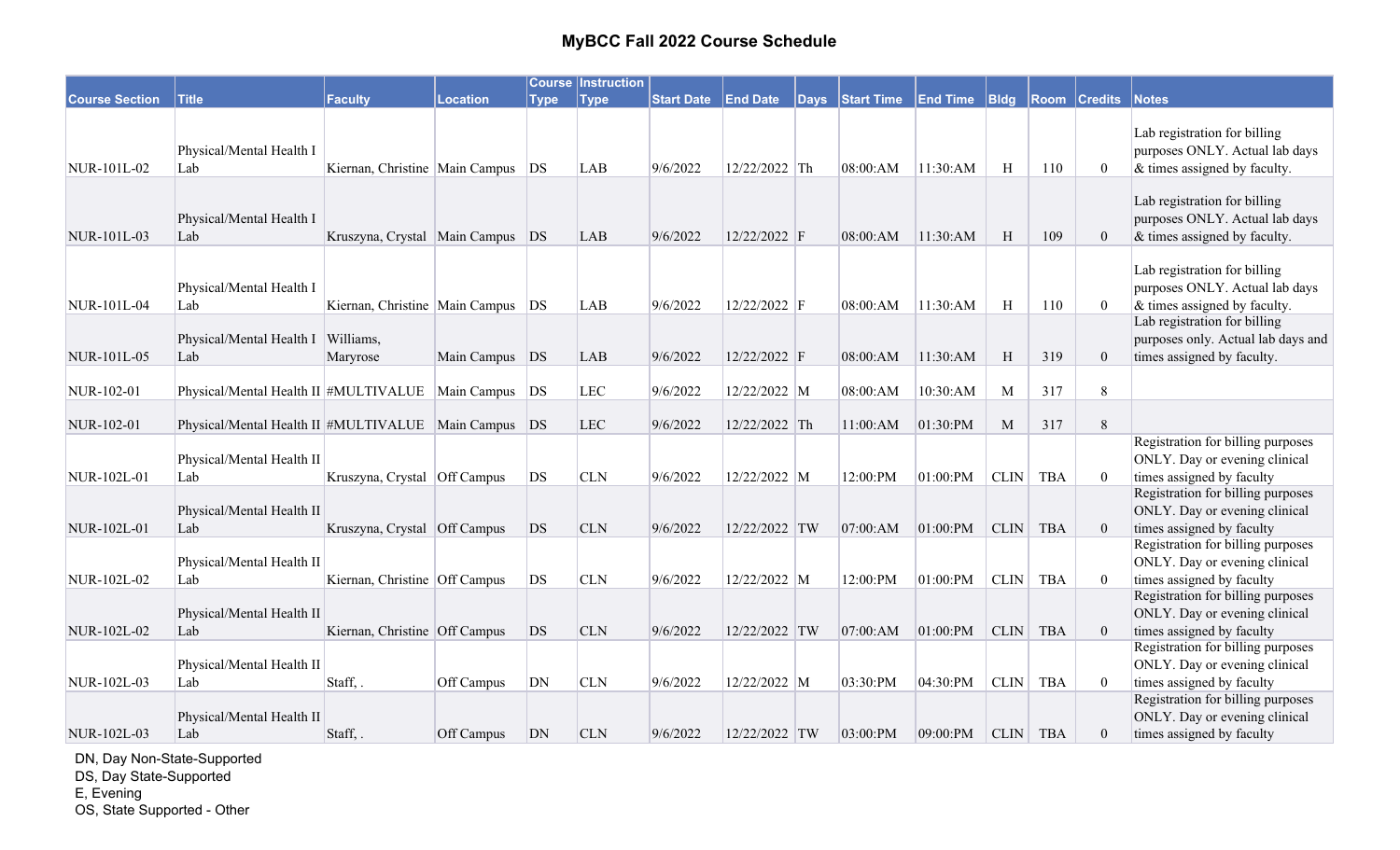# MyBCC Fall 2022 Course Schedule

| Course Section | Title | Faculty | Location | Course Type | Instruction Type | Start Date | End Date | Days | Start Time | End Time | Bldg | Room | Credits | Notes |
|---|---|---|---|---|---|---|---|---|---|---|---|---|---|---|
| NUR-101L-02 | Physical/Mental Health I Lab | Kiernan, Christine | Main Campus | DS | LAB | 9/6/2022 | 12/22/2022 | Th | 08:00:AM | 11:30:AM | H | 110 | 0 | Lab registration for billing purposes ONLY. Actual lab days & times assigned by faculty. |
| NUR-101L-03 | Physical/Mental Health I Lab | Kruszyna, Crystal | Main Campus | DS | LAB | 9/6/2022 | 12/22/2022 | F | 08:00:AM | 11:30:AM | H | 109 | 0 | Lab registration for billing purposes ONLY. Actual lab days & times assigned by faculty. |
| NUR-101L-04 | Physical/Mental Health I Lab | Kiernan, Christine | Main Campus | DS | LAB | 9/6/2022 | 12/22/2022 | F | 08:00:AM | 11:30:AM | H | 110 | 0 | Lab registration for billing purposes ONLY. Actual lab days & times assigned by faculty. |
| NUR-101L-05 | Physical/Mental Health I Lab | Williams, Maryrose | Main Campus | DS | LAB | 9/6/2022 | 12/22/2022 | F | 08:00:AM | 11:30:AM | H | 319 | 0 | Lab registration for billing purposes only. Actual lab days and times assigned by faculty. |
| NUR-102-01 | Physical/Mental Health II | #MULTIVALUE | Main Campus | DS | LEC | 9/6/2022 | 12/22/2022 | M | 08:00:AM | 10:30:AM | M | 317 | 8 | |
| NUR-102-01 | Physical/Mental Health II | #MULTIVALUE | Main Campus | DS | LEC | 9/6/2022 | 12/22/2022 | Th | 11:00:AM | 01:30:PM | M | 317 | 8 | |
| NUR-102L-01 | Physical/Mental Health II Lab | Kruszyna, Crystal | Off Campus | DS | CLN | 9/6/2022 | 12/22/2022 | M | 12:00:PM | 01:00:PM | CLIN | TBA | 0 | Registration for billing purposes ONLY. Day or evening clinical times assigned by faculty |
| NUR-102L-01 | Physical/Mental Health II Lab | Kruszyna, Crystal | Off Campus | DS | CLN | 9/6/2022 | 12/22/2022 | TW | 07:00:AM | 01:00:PM | CLIN | TBA | 0 | Registration for billing purposes ONLY. Day or evening clinical times assigned by faculty |
| NUR-102L-02 | Physical/Mental Health II Lab | Kiernan, Christine | Off Campus | DS | CLN | 9/6/2022 | 12/22/2022 | M | 12:00:PM | 01:00:PM | CLIN | TBA | 0 | Registration for billing purposes ONLY. Day or evening clinical times assigned by faculty |
| NUR-102L-02 | Physical/Mental Health II Lab | Kiernan, Christine | Off Campus | DS | CLN | 9/6/2022 | 12/22/2022 | TW | 07:00:AM | 01:00:PM | CLIN | TBA | 0 | Registration for billing purposes ONLY. Day or evening clinical times assigned by faculty |
| NUR-102L-03 | Physical/Mental Health II Lab | Staff, . | Off Campus | DN | CLN | 9/6/2022 | 12/22/2022 | M | 03:30:PM | 04:30:PM | CLIN | TBA | 0 | Registration for billing purposes ONLY. Day or evening clinical times assigned by faculty |
| NUR-102L-03 | Physical/Mental Health II Lab | Staff, . | Off Campus | DN | CLN | 9/6/2022 | 12/22/2022 | TW | 03:00:PM | 09:00:PM | CLIN | TBA | 0 | Registration for billing purposes ONLY. Day or evening clinical times assigned by faculty |

DN, Day Non-State-Supported
DS, Day State-Supported
E, Evening
OS, State Supported - Other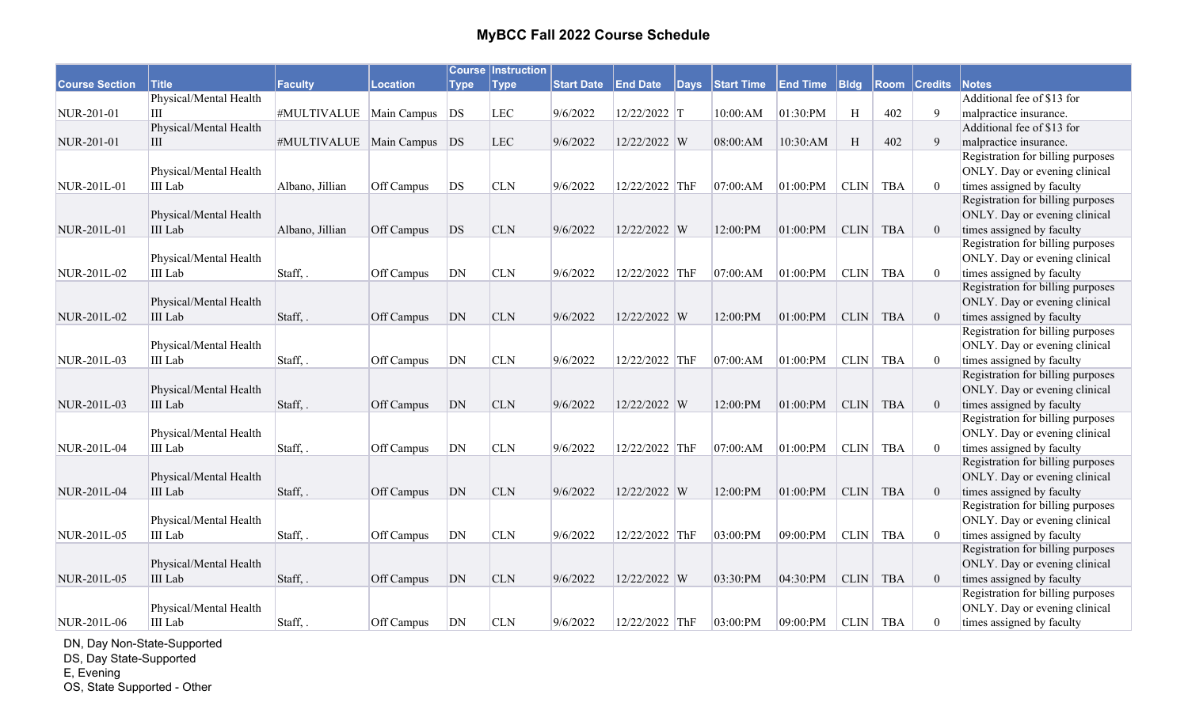# MyBCC Fall 2022 Course Schedule

| Course Section | Title | Faculty | Location | Course Type | Instruction Type | Start Date | End Date | Days | Start Time | End Time | Bldg | Room | Credits | Notes |
|---|---|---|---|---|---|---|---|---|---|---|---|---|---|---|
| NUR-201-01 | Physical/Mental Health III | #MULTIVALUE | Main Campus | DS | LEC | 9/6/2022 | 12/22/2022 | T | 10:00:AM | 01:30:PM | H | 402 | 9 | Additional fee of $13 for malpractice insurance. |
| NUR-201-01 | Physical/Mental Health III | #MULTIVALUE | Main Campus | DS | LEC | 9/6/2022 | 12/22/2022 | W | 08:00:AM | 10:30:AM | H | 402 | 9 | Additional fee of $13 for malpractice insurance. |
| NUR-201L-01 | Physical/Mental Health III Lab | Albano, Jillian | Off Campus | DS | CLN | 9/6/2022 | 12/22/2022 | ThF | 07:00:AM | 01:00:PM | CLIN | TBA | 0 | Registration for billing purposes ONLY. Day or evening clinical times assigned by faculty |
| NUR-201L-01 | Physical/Mental Health III Lab | Albano, Jillian | Off Campus | DS | CLN | 9/6/2022 | 12/22/2022 | W | 12:00:PM | 01:00:PM | CLIN | TBA | 0 | Registration for billing purposes ONLY. Day or evening clinical times assigned by faculty |
| NUR-201L-02 | Physical/Mental Health III Lab | Staff, . | Off Campus | DN | CLN | 9/6/2022 | 12/22/2022 | ThF | 07:00:AM | 01:00:PM | CLIN | TBA | 0 | Registration for billing purposes ONLY. Day or evening clinical times assigned by faculty |
| NUR-201L-02 | Physical/Mental Health III Lab | Staff, . | Off Campus | DN | CLN | 9/6/2022 | 12/22/2022 | W | 12:00:PM | 01:00:PM | CLIN | TBA | 0 | Registration for billing purposes ONLY. Day or evening clinical times assigned by faculty |
| NUR-201L-03 | Physical/Mental Health III Lab | Staff, . | Off Campus | DN | CLN | 9/6/2022 | 12/22/2022 | ThF | 07:00:AM | 01:00:PM | CLIN | TBA | 0 | Registration for billing purposes ONLY. Day or evening clinical times assigned by faculty |
| NUR-201L-03 | Physical/Mental Health III Lab | Staff, . | Off Campus | DN | CLN | 9/6/2022 | 12/22/2022 | W | 12:00:PM | 01:00:PM | CLIN | TBA | 0 | Registration for billing purposes ONLY. Day or evening clinical times assigned by faculty |
| NUR-201L-04 | Physical/Mental Health III Lab | Staff, . | Off Campus | DN | CLN | 9/6/2022 | 12/22/2022 | ThF | 07:00:AM | 01:00:PM | CLIN | TBA | 0 | Registration for billing purposes ONLY. Day or evening clinical times assigned by faculty |
| NUR-201L-04 | Physical/Mental Health III Lab | Staff, . | Off Campus | DN | CLN | 9/6/2022 | 12/22/2022 | W | 12:00:PM | 01:00:PM | CLIN | TBA | 0 | Registration for billing purposes ONLY. Day or evening clinical times assigned by faculty |
| NUR-201L-05 | Physical/Mental Health III Lab | Staff, . | Off Campus | DN | CLN | 9/6/2022 | 12/22/2022 | ThF | 03:00:PM | 09:00:PM | CLIN | TBA | 0 | Registration for billing purposes ONLY. Day or evening clinical times assigned by faculty |
| NUR-201L-05 | Physical/Mental Health III Lab | Staff, . | Off Campus | DN | CLN | 9/6/2022 | 12/22/2022 | W | 03:30:PM | 04:30:PM | CLIN | TBA | 0 | Registration for billing purposes ONLY. Day or evening clinical times assigned by faculty |
| NUR-201L-06 | Physical/Mental Health III Lab | Staff, . | Off Campus | DN | CLN | 9/6/2022 | 12/22/2022 | ThF | 03:00:PM | 09:00:PM | CLIN | TBA | 0 | Registration for billing purposes ONLY. Day or evening clinical times assigned by faculty |

DN, Day Non-State-Supported
DS, Day State-Supported
E, Evening
OS, State Supported - Other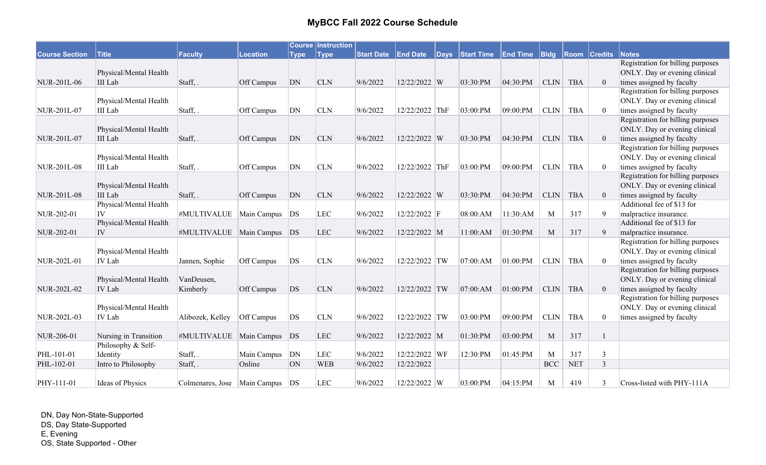# MyBCC Fall 2022 Course Schedule

| Course Section | Title | Faculty | Location | Course Type | Instruction Type | Start Date | End Date | Days | Start Time | End Time | Bldg | Room | Credits | Notes |
|---|---|---|---|---|---|---|---|---|---|---|---|---|---|---|
| NUR-201L-06 | Physical/Mental Health III Lab | Staff, . | Off Campus | DN | CLN | 9/6/2022 | 12/22/2022 | W | 03:30:PM | 04:30:PM | CLIN | TBA | 0 | Registration for billing purposes ONLY. Day or evening clinical times assigned by faculty |
| NUR-201L-07 | Physical/Mental Health III Lab | Staff, . | Off Campus | DN | CLN | 9/6/2022 | 12/22/2022 | ThF | 03:00:PM | 09:00:PM | CLIN | TBA | 0 | Registration for billing purposes ONLY. Day or evening clinical times assigned by faculty |
| NUR-201L-07 | Physical/Mental Health III Lab | Staff, . | Off Campus | DN | CLN | 9/6/2022 | 12/22/2022 | W | 03:30:PM | 04:30:PM | CLIN | TBA | 0 | Registration for billing purposes ONLY. Day or evening clinical times assigned by faculty |
| NUR-201L-08 | Physical/Mental Health III Lab | Staff, . | Off Campus | DN | CLN | 9/6/2022 | 12/22/2022 | ThF | 03:00:PM | 09:00:PM | CLIN | TBA | 0 | Registration for billing purposes ONLY. Day or evening clinical times assigned by faculty |
| NUR-201L-08 | Physical/Mental Health III Lab | Staff, . | Off Campus | DN | CLN | 9/6/2022 | 12/22/2022 | W | 03:30:PM | 04:30:PM | CLIN | TBA | 0 | Registration for billing purposes ONLY. Day or evening clinical times assigned by faculty |
| NUR-202-01 | Physical/Mental Health IV | #MULTIVALUE | Main Campus | DS | LEC | 9/6/2022 | 12/22/2022 | F | 08:00:AM | 11:30:AM | M | 317 | 9 | Additional fee of $13 for malpractice insurance. |
| NUR-202-01 | Physical/Mental Health IV | #MULTIVALUE | Main Campus | DS | LEC | 9/6/2022 | 12/22/2022 | M | 11:00:AM | 01:30:PM | M | 317 | 9 | Additional fee of $13 for malpractice insurance. |
| NUR-202L-01 | Physical/Mental Health IV Lab | Jannen, Sophie | Off Campus | DS | CLN | 9/6/2022 | 12/22/2022 | TW | 07:00:AM | 01:00:PM | CLIN | TBA | 0 | Registration for billing purposes ONLY. Day or evening clinical times assigned by faculty |
| NUR-202L-02 | Physical/Mental Health IV Lab | VanDeusen, Kimberly | Off Campus | DS | CLN | 9/6/2022 | 12/22/2022 | TW | 07:00:AM | 01:00:PM | CLIN | TBA | 0 | Registration for billing purposes ONLY. Day or evening clinical times assigned by faculty |
| NUR-202L-03 | Physical/Mental Health IV Lab | Alibozek, Kelley | Off Campus | DS | CLN | 9/6/2022 | 12/22/2022 | TW | 03:00:PM | 09:00:PM | CLIN | TBA | 0 | Registration for billing purposes ONLY. Day or evening clinical times assigned by faculty |
| NUR-206-01 | Nursing in Transition | #MULTIVALUE | Main Campus | DS | LEC | 9/6/2022 | 12/22/2022 | M | 01:30:PM | 03:00:PM | M | 317 | 1 | |
| PHL-101-01 | Philosophy & Self-Identity | Staff, . | Main Campus | DN | LEC | 9/6/2022 | 12/22/2022 | WF | 12:30:PM | 01:45:PM | M | 317 | 3 | |
| PHL-102-01 | Intro to Philosophy | Staff, . | Online | ON | WEB | 9/6/2022 | 12/22/2022 | | | | BCC | NET | 3 | |
| PHY-111-01 | Ideas of Physics | Colmenares, Jose | Main Campus | DS | LEC | 9/6/2022 | 12/22/2022 | W | 03:00:PM | 04:15:PM | M | 419 | 3 | Cross-listed with PHY-111A |

DN, Day Non-State-Supported
DS, Day State-Supported
E, Evening
OS, State Supported - Other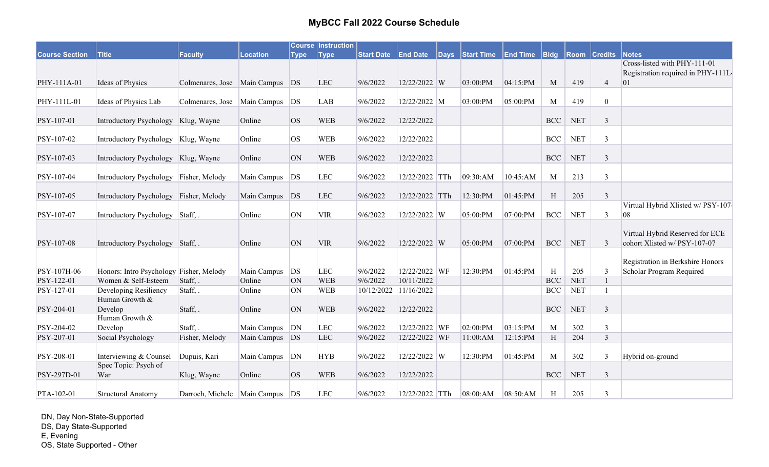# MyBCC Fall 2022 Course Schedule

| Course Section | Title | Faculty | Location | Course Type | Instruction Type | Start Date | End Date | Days | Start Time | End Time | Bldg | Room | Credits | Notes |
|---|---|---|---|---|---|---|---|---|---|---|---|---|---|---|
| PHY-111A-01 | Ideas of Physics | Colmenares, Jose | Main Campus | DS | LEC | 9/6/2022 | 12/22/2022 | W | 03:00:PM | 04:15:PM | M | 419 | 4 | Cross-listed with PHY-111-01 Registration required in PHY-111L-01 |
| PHY-111L-01 | Ideas of Physics Lab | Colmenares, Jose | Main Campus | DS | LAB | 9/6/2022 | 12/22/2022 | M | 03:00:PM | 05:00:PM | M | 419 | 0 | |
| PSY-107-01 | Introductory Psychology | Klug, Wayne | Online | OS | WEB | 9/6/2022 | 12/22/2022 | | | | BCC | NET | 3 | |
| PSY-107-02 | Introductory Psychology | Klug, Wayne | Online | OS | WEB | 9/6/2022 | 12/22/2022 | | | | BCC | NET | 3 | |
| PSY-107-03 | Introductory Psychology | Klug, Wayne | Online | ON | WEB | 9/6/2022 | 12/22/2022 | | | | BCC | NET | 3 | |
| PSY-107-04 | Introductory Psychology | Fisher, Melody | Main Campus | DS | LEC | 9/6/2022 | 12/22/2022 | TTh | 09:30:AM | 10:45:AM | M | 213 | 3 | |
| PSY-107-05 | Introductory Psychology | Fisher, Melody | Main Campus | DS | LEC | 9/6/2022 | 12/22/2022 | TTh | 12:30:PM | 01:45:PM | H | 205 | 3 | |
| PSY-107-07 | Introductory Psychology | Staff, . | Online | ON | VIR | 9/6/2022 | 12/22/2022 | W | 05:00:PM | 07:00:PM | BCC | NET | 3 | Virtual Hybrid Xlisted w/ PSY-107-08 |
| PSY-107-08 | Introductory Psychology | Staff, . | Online | ON | VIR | 9/6/2022 | 12/22/2022 | W | 05:00:PM | 07:00:PM | BCC | NET | 3 | Virtual Hybrid Reserved for ECE cohort Xlisted w/ PSY-107-07 |
| PSY-107H-06 | Honors: Intro Psychology | Fisher, Melody | Main Campus | DS | LEC | 9/6/2022 | 12/22/2022 | WF | 12:30:PM | 01:45:PM | H | 205 | 3 | Registration in Berkshire Honors Scholar Program Required |
| PSY-122-01 | Women & Self-Esteem | Staff, . | Online | ON | WEB | 9/6/2022 | 10/11/2022 | | | | BCC | NET | 1 | |
| PSY-127-01 | Developing Resiliency | Staff, . | Online | ON | WEB | 10/12/2022 | 11/16/2022 | | | | BCC | NET | 1 | |
| PSY-204-01 | Human Growth & Develop | Staff, . | Online | ON | WEB | 9/6/2022 | 12/22/2022 | | | | BCC | NET | 3 | |
| PSY-204-02 | Human Growth & Develop | Staff, . | Main Campus | DN | LEC | 9/6/2022 | 12/22/2022 | WF | 02:00:PM | 03:15:PM | M | 302 | 3 | |
| PSY-207-01 | Social Psychology | Fisher, Melody | Main Campus | DS | LEC | 9/6/2022 | 12/22/2022 | WF | 11:00:AM | 12:15:PM | H | 204 | 3 | |
| PSY-208-01 | Interviewing & Counsel | Dupuis, Kari | Main Campus | DN | HYB | 9/6/2022 | 12/22/2022 | W | 12:30:PM | 01:45:PM | M | 302 | 3 | Hybrid on-ground |
| PSY-297D-01 | Spec Topic: Psych of War | Klug, Wayne | Online | OS | WEB | 9/6/2022 | 12/22/2022 | | | | BCC | NET | 3 | |
| PTA-102-01 | Structural Anatomy | Darroch, Michele | Main Campus | DS | LEC | 9/6/2022 | 12/22/2022 | TTh | 08:00:AM | 08:50:AM | H | 205 | 3 | |

DN, Day Non-State-Supported
DS, Day State-Supported
E, Evening
OS, State Supported - Other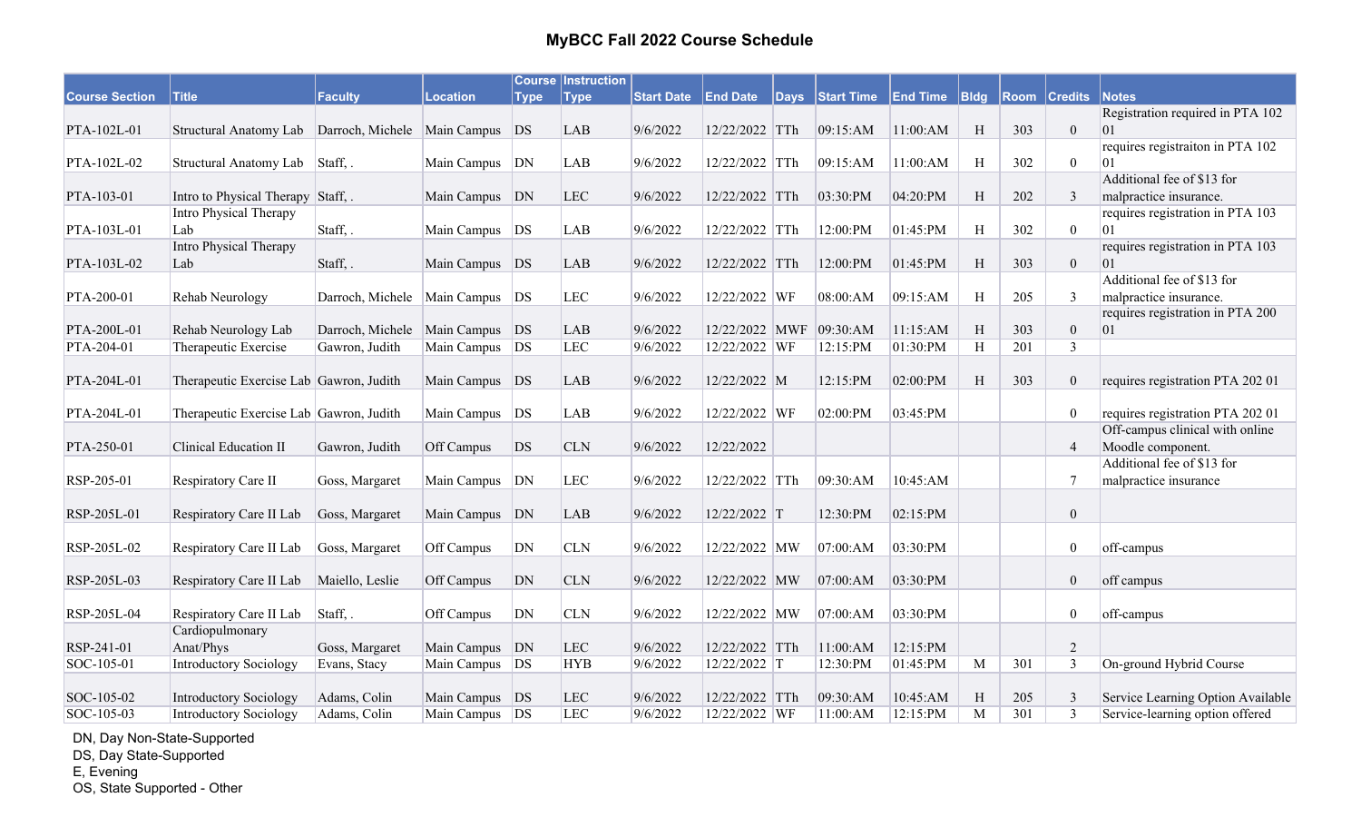# MyBCC Fall 2022 Course Schedule

| Course Section | Title | Faculty | Location | Course Type | Instruction Type | Start Date | End Date | Days | Start Time | End Time | Bldg | Room | Credits | Notes |
|---|---|---|---|---|---|---|---|---|---|---|---|---|---|---|
| PTA-102L-01 | Structural Anatomy Lab | Darroch, Michele | Main Campus | DS | LAB | 9/6/2022 | 12/22/2022 | TTh | 09:15:AM | 11:00:AM | H | 303 | 0 | Registration required in PTA 102 01 |
| PTA-102L-02 | Structural Anatomy Lab | Staff, . | Main Campus | DN | LAB | 9/6/2022 | 12/22/2022 | TTh | 09:15:AM | 11:00:AM | H | 302 | 0 | requires registraiton in PTA 102 01 |
| PTA-103-01 | Intro to Physical Therapy | Staff, . | Main Campus | DN | LEC | 9/6/2022 | 12/22/2022 | TTh | 03:30:PM | 04:20:PM | H | 202 | 3 | Additional fee of $13 for malpractice insurance. |
| PTA-103L-01 | Intro Physical Therapy Lab | Staff, . | Main Campus | DS | LAB | 9/6/2022 | 12/22/2022 | TTh | 12:00:PM | 01:45:PM | H | 302 | 0 | requires registration in PTA 103 01 |
| PTA-103L-02 | Intro Physical Therapy Lab | Staff, . | Main Campus | DS | LAB | 9/6/2022 | 12/22/2022 | TTh | 12:00:PM | 01:45:PM | H | 303 | 0 | requires registration in PTA 103 01 |
| PTA-200-01 | Rehab Neurology | Darroch, Michele | Main Campus | DS | LEC | 9/6/2022 | 12/22/2022 | WF | 08:00:AM | 09:15:AM | H | 205 | 3 | Additional fee of $13 for malpractice insurance. |
| PTA-200L-01 | Rehab Neurology Lab | Darroch, Michele | Main Campus | DS | LAB | 9/6/2022 | 12/22/2022 | MWF | 09:30:AM | 11:15:AM | H | 303 | 0 | requires registration in PTA 200 01 |
| PTA-204-01 | Therapeutic Exercise | Gawron, Judith | Main Campus | DS | LEC | 9/6/2022 | 12/22/2022 | WF | 12:15:PM | 01:30:PM | H | 201 | 3 | |
| PTA-204L-01 | Therapeutic Exercise Lab | Gawron, Judith | Main Campus | DS | LAB | 9/6/2022 | 12/22/2022 | M | 12:15:PM | 02:00:PM | H | 303 | 0 | requires registration PTA 202 01 |
| PTA-204L-01 | Therapeutic Exercise Lab | Gawron, Judith | Main Campus | DS | LAB | 9/6/2022 | 12/22/2022 | WF | 02:00:PM | 03:45:PM | | | 0 | requires registration PTA 202 01 |
| PTA-250-01 | Clinical Education II | Gawron, Judith | Off Campus | DS | CLN | 9/6/2022 | 12/22/2022 | | | | | | 4 | Off-campus clinical with online Moodle component. |
| RSP-205-01 | Respiratory Care II | Goss, Margaret | Main Campus | DN | LEC | 9/6/2022 | 12/22/2022 | TTh | 09:30:AM | 10:45:AM | | | 7 | Additional fee of $13 for malpractice insurance |
| RSP-205L-01 | Respiratory Care II Lab | Goss, Margaret | Main Campus | DN | LAB | 9/6/2022 | 12/22/2022 | T | 12:30:PM | 02:15:PM | | | 0 | |
| RSP-205L-02 | Respiratory Care II Lab | Goss, Margaret | Off Campus | DN | CLN | 9/6/2022 | 12/22/2022 | MW | 07:00:AM | 03:30:PM | | | 0 | off-campus |
| RSP-205L-03 | Respiratory Care II Lab | Maiello, Leslie | Off Campus | DN | CLN | 9/6/2022 | 12/22/2022 | MW | 07:00:AM | 03:30:PM | | | 0 | off campus |
| RSP-205L-04 | Respiratory Care II Lab | Staff, . | Off Campus | DN | CLN | 9/6/2022 | 12/22/2022 | MW | 07:00:AM | 03:30:PM | | | 0 | off-campus |
| RSP-241-01 | Cardiopulmonary Anat/Phys | Goss, Margaret | Main Campus | DN | LEC | 9/6/2022 | 12/22/2022 | TTh | 11:00:AM | 12:15:PM | | | 2 | |
| SOC-105-01 | Introductory Sociology | Evans, Stacy | Main Campus | DS | HYB | 9/6/2022 | 12/22/2022 | T | 12:30:PM | 01:45:PM | M | 301 | 3 | On-ground Hybrid Course |
| SOC-105-02 | Introductory Sociology | Adams, Colin | Main Campus | DS | LEC | 9/6/2022 | 12/22/2022 | TTh | 09:30:AM | 10:45:AM | H | 205 | 3 | Service Learning Option Available |
| SOC-105-03 | Introductory Sociology | Adams, Colin | Main Campus | DS | LEC | 9/6/2022 | 12/22/2022 | WF | 11:00:AM | 12:15:PM | M | 301 | 3 | Service-learning option offered |

DN, Day Non-State-Supported
DS, Day State-Supported
E, Evening
OS, State Supported - Other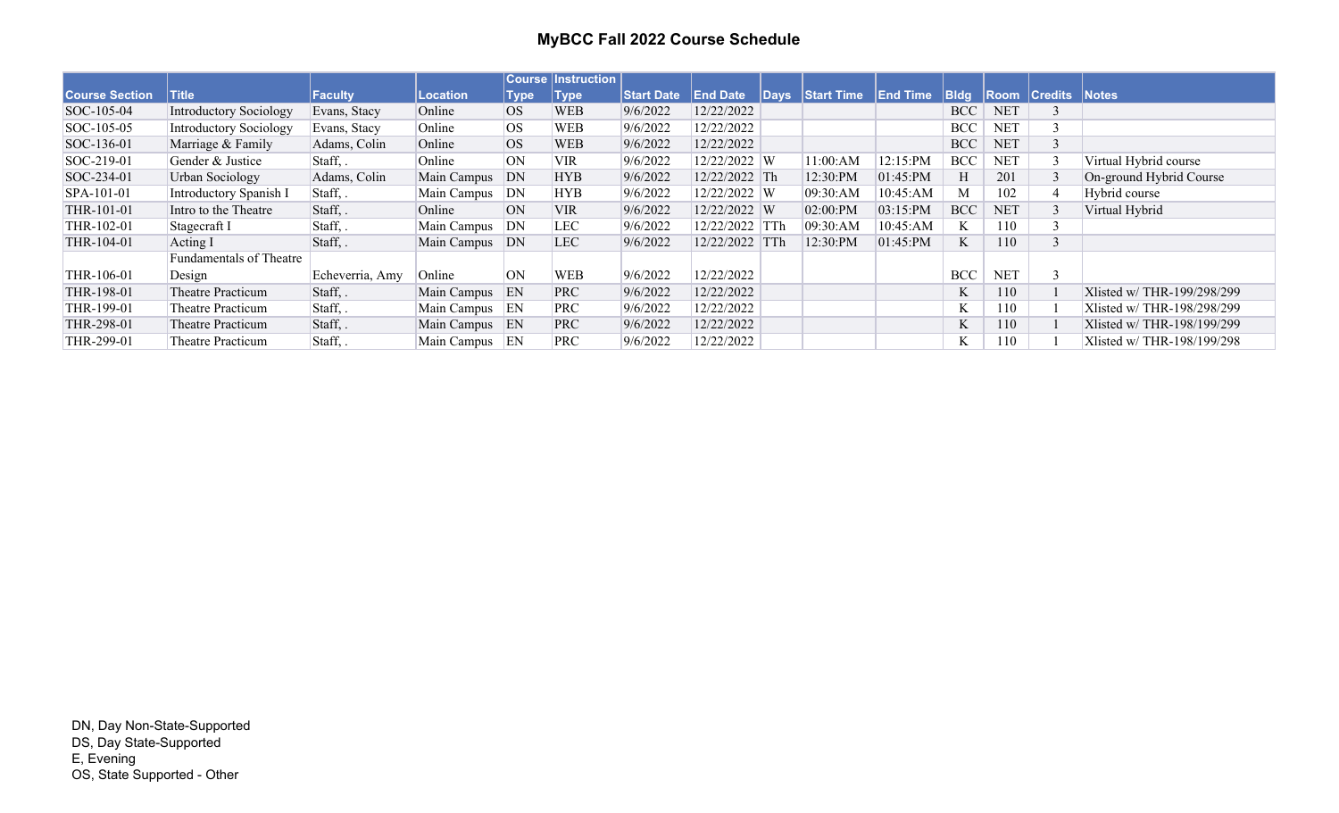# MyBCC Fall 2022 Course Schedule

| Course Section | Title | Faculty | Location | Course Type | Instruction Type | Start Date | End Date | Days | Start Time | End Time | Bldg | Room | Credits | Notes |
|---|---|---|---|---|---|---|---|---|---|---|---|---|---|---|
| SOC-105-04 | Introductory Sociology | Evans, Stacy | Online | OS | WEB | 9/6/2022 | 12/22/2022 | | | | BCC | NET | 3 | |
| SOC-105-05 | Introductory Sociology | Evans, Stacy | Online | OS | WEB | 9/6/2022 | 12/22/2022 | | | | BCC | NET | 3 | |
| SOC-136-01 | Marriage & Family | Adams, Colin | Online | OS | WEB | 9/6/2022 | 12/22/2022 | | | | BCC | NET | 3 | |
| SOC-219-01 | Gender & Justice | Staff, . | Online | ON | VIR | 9/6/2022 | 12/22/2022 | W | 11:00:AM | 12:15:PM | BCC | NET | 3 | Virtual Hybrid course |
| SOC-234-01 | Urban Sociology | Adams, Colin | Main Campus | DN | HYB | 9/6/2022 | 12/22/2022 | Th | 12:30:PM | 01:45:PM | H | 201 | 3 | On-ground Hybrid Course |
| SPA-101-01 | Introductory Spanish I | Staff, . | Main Campus | DN | HYB | 9/6/2022 | 12/22/2022 | W | 09:30:AM | 10:45:AM | M | 102 | 4 | Hybrid course |
| THR-101-01 | Intro to the Theatre | Staff, . | Online | ON | VIR | 9/6/2022 | 12/22/2022 | W | 02:00:PM | 03:15:PM | BCC | NET | 3 | Virtual Hybrid |
| THR-102-01 | Stagecraft I | Staff, . | Main Campus | DN | LEC | 9/6/2022 | 12/22/2022 | TTh | 09:30:AM | 10:45:AM | K | 110 | 3 | |
| THR-104-01 | Acting I | Staff, . | Main Campus | DN | LEC | 9/6/2022 | 12/22/2022 | TTh | 12:30:PM | 01:45:PM | K | 110 | 3 | |
| THR-106-01 | Fundamentals of Theatre Design | Echeverria, Amy | Online | ON | WEB | 9/6/2022 | 12/22/2022 | | | | BCC | NET | 3 | |
| THR-198-01 | Theatre Practicum | Staff, . | Main Campus | EN | PRC | 9/6/2022 | 12/22/2022 | | | | K | 110 | 1 | Xlisted w/ THR-199/298/299 |
| THR-199-01 | Theatre Practicum | Staff, . | Main Campus | EN | PRC | 9/6/2022 | 12/22/2022 | | | | K | 110 | 1 | Xlisted w/ THR-198/298/299 |
| THR-298-01 | Theatre Practicum | Staff, . | Main Campus | EN | PRC | 9/6/2022 | 12/22/2022 | | | | K | 110 | 1 | Xlisted w/ THR-198/199/299 |
| THR-299-01 | Theatre Practicum | Staff, . | Main Campus | EN | PRC | 9/6/2022 | 12/22/2022 | | | | K | 110 | 1 | Xlisted w/ THR-198/199/298 |

DN, Day Non-State-Supported
DS, Day State-Supported
E, Evening
OS, State Supported - Other